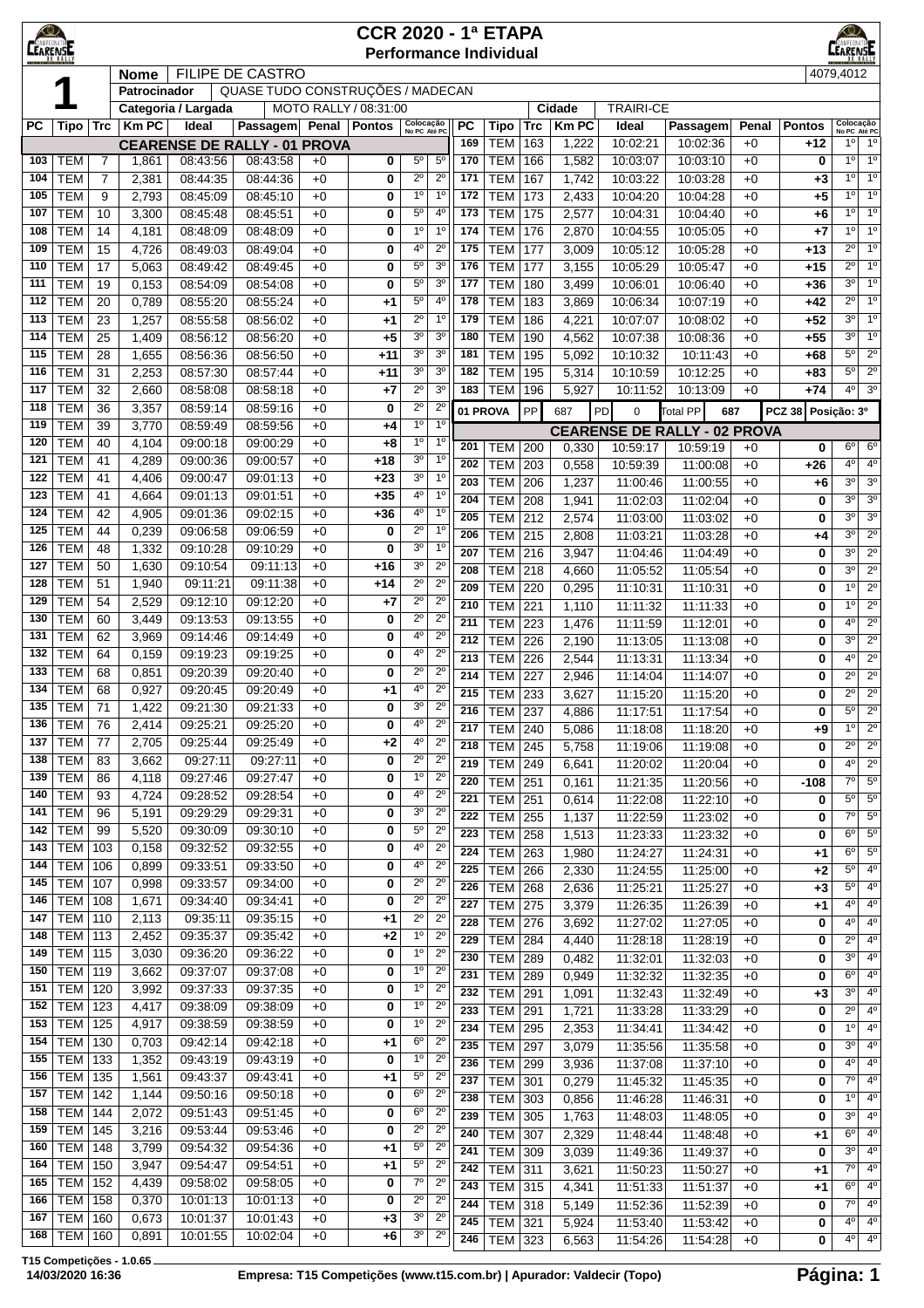# CCR 2020 - 1ª ETAPA

## Performance Individual

**1**

| Nome | FILIPE DE CASTRO | | 4079,4012 |
|---|---|---|---|
| Patrocinador | QUASE TUDO CONSTRUÇÕES / MADECAN | | |
| Categoria / Largada | MOTO RALLY / 08:31:00 | Cidade | TRAIRI-CE |

### CEARENSE DE RALLY - 01 PROVA

| PC | Tipo | Trc | Km PC | Ideal | Passagem | Penal | Pontos | Colocação No PC | Colocação Até PC |
|---|---|---|---|---|---|---|---|---|---|
| 103 | TEM | 7 | 1,861 | 08:43:56 | 08:43:58 | +0 | 0 | 5º | 5º |
| 104 | TEM | 7 | 2,381 | 08:44:35 | 08:44:36 | +0 | 0 | 2º | 2º |
| 105 | TEM | 9 | 2,793 | 08:45:09 | 08:45:10 | +0 | 0 | 1º | 1º |
| 107 | TEM | 10 | 3,300 | 08:45:48 | 08:45:51 | +0 | 0 | 5º | 4º |
| 108 | TEM | 14 | 4,181 | 08:48:09 | 08:48:09 | +0 | 0 | 1º | 1º |
| 109 | TEM | 15 | 4,726 | 08:49:03 | 08:49:04 | +0 | 0 | 4º | 2º |
| 110 | TEM | 17 | 5,063 | 08:49:42 | 08:49:45 | +0 | 0 | 5º | 3º |
| 111 | TEM | 19 | 0,153 | 08:54:09 | 08:54:08 | +0 | 0 | 5º | 3º |
| 112 | TEM | 20 | 0,789 | 08:55:20 | 08:55:24 | +0 | +1 | 5º | 4º |
| 113 | TEM | 23 | 1,257 | 08:55:58 | 08:56:02 | +0 | +1 | 2º | 1º |
| 114 | TEM | 25 | 1,409 | 08:56:12 | 08:56:20 | +0 | +5 | 3º | 3º |
| 115 | TEM | 28 | 1,655 | 08:56:36 | 08:56:50 | +0 | +11 | 3º | 3º |
| 116 | TEM | 31 | 2,253 | 08:57:30 | 08:57:44 | +0 | +11 | 3º | 3º |
| 117 | TEM | 32 | 2,660 | 08:58:08 | 08:58:18 | +0 | +7 | 2º | 3º |
| 118 | TEM | 36 | 3,357 | 08:59:14 | 08:59:16 | +0 | 0 | 2º | 2º |
| 119 | TEM | 39 | 3,770 | 08:59:49 | 08:59:56 | +0 | +4 | 1º | 1º |
| 120 | TEM | 40 | 4,104 | 09:00:18 | 09:00:29 | +0 | +8 | 1º | 1º |
| 121 | TEM | 41 | 4,289 | 09:00:36 | 09:00:57 | +0 | +18 | 3º | 1º |
| 122 | TEM | 41 | 4,406 | 09:00:47 | 09:01:13 | +0 | +23 | 3º | 1º |
| 123 | TEM | 41 | 4,664 | 09:01:13 | 09:01:51 | +0 | +35 | 4º | 1º |
| 124 | TEM | 42 | 4,905 | 09:01:36 | 09:02:15 | +0 | +36 | 4º | 1º |
| 125 | TEM | 44 | 0,239 | 09:06:58 | 09:06:59 | +0 | 0 | 2º | 1º |
| 126 | TEM | 48 | 1,332 | 09:10:28 | 09:10:29 | +0 | 0 | 3º | 1º |
| 127 | TEM | 50 | 1,630 | 09:10:54 | 09:11:13 | +0 | +16 | 3º | 2º |
| 128 | TEM | 51 | 1,940 | 09:11:21 | 09:11:38 | +0 | +14 | 2º | 2º |
| 129 | TEM | 54 | 2,529 | 09:12:10 | 09:12:20 | +0 | +7 | 2º | 2º |
| 130 | TEM | 60 | 3,449 | 09:13:53 | 09:13:55 | +0 | 0 | 2º | 2º |
| 131 | TEM | 62 | 3,969 | 09:14:46 | 09:14:49 | +0 | 0 | 4º | 2º |
| 132 | TEM | 64 | 0,159 | 09:19:23 | 09:19:25 | +0 | 0 | 4º | 2º |
| 133 | TEM | 68 | 0,851 | 09:20:39 | 09:20:40 | +0 | 0 | 2º | 2º |
| 134 | TEM | 68 | 0,927 | 09:20:45 | 09:20:49 | +0 | +1 | 4º | 2º |
| 135 | TEM | 71 | 1,422 | 09:21:30 | 09:21:33 | +0 | 0 | 3º | 2º |
| 136 | TEM | 76 | 2,414 | 09:25:21 | 09:25:20 | +0 | 0 | 4º | 2º |
| 137 | TEM | 77 | 2,705 | 09:25:44 | 09:25:49 | +0 | +2 | 4º | 2º |
| 138 | TEM | 83 | 3,662 | 09:27:11 | 09:27:11 | +0 | 0 | 2º | 2º |
| 139 | TEM | 86 | 4,118 | 09:27:46 | 09:27:47 | +0 | 0 | 1º | 2º |
| 140 | TEM | 93 | 4,724 | 09:28:52 | 09:28:54 | +0 | 0 | 4º | 2º |
| 141 | TEM | 96 | 5,191 | 09:29:29 | 09:29:31 | +0 | 0 | 3º | 2º |
| 142 | TEM | 99 | 5,520 | 09:30:09 | 09:30:10 | +0 | 0 | 5º | 2º |
| 143 | TEM | 103 | 0,158 | 09:32:52 | 09:32:55 | +0 | 0 | 4º | 2º |
| 144 | TEM | 106 | 0,899 | 09:33:51 | 09:33:50 | +0 | 0 | 4º | 2º |
| 145 | TEM | 107 | 0,998 | 09:33:57 | 09:34:00 | +0 | 0 | 2º | 2º |
| 146 | TEM | 108 | 1,671 | 09:34:40 | 09:34:41 | +0 | 0 | 2º | 2º |
| 147 | TEM | 110 | 2,113 | 09:35:11 | 09:35:15 | +0 | +1 | 2º | 2º |
| 148 | TEM | 113 | 2,452 | 09:35:37 | 09:35:42 | +0 | +2 | 1º | 2º |
| 149 | TEM | 115 | 3,030 | 09:36:20 | 09:36:22 | +0 | 0 | 1º | 2º |
| 150 | TEM | 119 | 3,662 | 09:37:07 | 09:37:08 | +0 | 0 | 1º | 2º |
| 151 | TEM | 120 | 3,992 | 09:37:33 | 09:37:35 | +0 | 0 | 1º | 2º |
| 152 | TEM | 123 | 4,417 | 09:38:09 | 09:38:09 | +0 | 0 | 1º | 2º |
| 153 | TEM | 125 | 4,917 | 09:38:59 | 09:38:59 | +0 | 0 | 1º | 2º |
| 154 | TEM | 130 | 0,703 | 09:42:14 | 09:42:18 | +0 | +1 | 6º | 2º |
| 155 | TEM | 133 | 1,352 | 09:43:19 | 09:43:19 | +0 | 0 | 1º | 2º |
| 156 | TEM | 135 | 1,561 | 09:43:37 | 09:43:41 | +0 | +1 | 5º | 2º |
| 157 | TEM | 142 | 1,144 | 09:50:16 | 09:50:18 | +0 | 0 | 6º | 2º |
| 158 | TEM | 144 | 2,072 | 09:51:43 | 09:51:45 | +0 | 0 | 6º | 2º |
| 159 | TEM | 145 | 3,216 | 09:53:44 | 09:53:46 | +0 | 0 | 2º | 2º |
| 160 | TEM | 148 | 3,799 | 09:54:32 | 09:54:36 | +0 | +1 | 5º | 2º |
| 164 | TEM | 150 | 3,947 | 09:54:47 | 09:54:51 | +0 | +1 | 5º | 2º |
| 165 | TEM | 152 | 4,439 | 09:58:02 | 09:58:05 | +0 | 0 | 7º | 2º |
| 166 | TEM | 158 | 0,370 | 10:01:13 | 10:01:13 | +0 | 0 | 2º | 2º |
| 167 | TEM | 160 | 0,673 | 10:01:37 | 10:01:43 | +0 | +3 | 3º | 2º |
| 168 | TEM | 160 | 0,891 | 10:01:55 | 10:02:04 | +0 | +6 | 3º | 2º |
| 169 | TEM | 163 | 1,222 | 10:02:21 | 10:02:36 | +0 | +12 | 1º | 1º |
| 170 | TEM | 166 | 1,582 | 10:03:07 | 10:03:10 | +0 | 0 | 1º | 1º |
| 171 | TEM | 167 | 1,742 | 10:03:22 | 10:03:28 | +0 | +3 | 1º | 1º |
| 172 | TEM | 173 | 2,433 | 10:04:20 | 10:04:28 | +0 | +5 | 1º | 1º |
| 173 | TEM | 175 | 2,577 | 10:04:31 | 10:04:40 | +0 | +6 | 1º | 1º |
| 174 | TEM | 176 | 2,870 | 10:04:55 | 10:05:05 | +0 | +7 | 1º | 1º |
| 175 | TEM | 177 | 3,009 | 10:05:12 | 10:05:28 | +0 | +13 | 2º | 1º |
| 176 | TEM | 177 | 3,155 | 10:05:29 | 10:05:47 | +0 | +15 | 2º | 1º |
| 177 | TEM | 180 | 3,499 | 10:06:01 | 10:06:40 | +0 | +36 | 3º | 1º |
| 178 | TEM | 183 | 3,869 | 10:06:34 | 10:07:19 | +0 | +42 | 2º | 1º |
| 179 | TEM | 186 | 4,221 | 10:07:07 | 10:08:02 | +0 | +52 | 3º | 1º |
| 180 | TEM | 190 | 4,562 | 10:07:38 | 10:08:36 | +0 | +55 | 3º | 1º |
| 181 | TEM | 195 | 5,092 | 10:10:32 | 10:11:43 | +0 | +68 | 5º | 2º |
| 182 | TEM | 195 | 5,314 | 10:10:59 | 10:12:25 | +0 | +83 | 5º | 2º |
| 183 | TEM | 196 | 5,927 | 10:11:52 | 10:13:09 | +0 | +74 | 4º | 3º |

**01 PROVA** | PP 687 | PD 0 | Total PP 687 | PCZ 38 | Posição: 3º

### CEARENSE DE RALLY - 02 PROVA

| PC | Tipo | Trc | Km PC | Ideal | Passagem | Penal | Pontos | Colocação No PC | Colocação Até PC |
|---|---|---|---|---|---|---|---|---|---|
| 201 | TEM | 200 | 0,330 | 10:59:17 | 10:59:19 | +0 | 0 | 6º | 6º |
| 202 | TEM | 203 | 0,558 | 10:59:39 | 11:00:08 | +0 | +26 | 4º | 4º |
| 203 | TEM | 206 | 1,237 | 11:00:46 | 11:00:55 | +0 | +6 | 3º | 3º |
| 204 | TEM | 208 | 1,941 | 11:02:03 | 11:02:04 | +0 | 0 | 3º | 3º |
| 205 | TEM | 212 | 2,574 | 11:03:00 | 11:03:02 | +0 | 0 | 3º | 3º |
| 206 | TEM | 215 | 2,808 | 11:03:21 | 11:03:28 | +0 | +4 | 3º | 2º |
| 207 | TEM | 216 | 3,947 | 11:04:46 | 11:04:49 | +0 | 0 | 3º | 2º |
| 208 | TEM | 218 | 4,660 | 11:05:52 | 11:05:54 | +0 | 0 | 3º | 2º |
| 209 | TEM | 220 | 0,295 | 11:10:31 | 11:10:31 | +0 | 0 | 1º | 2º |
| 210 | TEM | 221 | 1,110 | 11:11:32 | 11:11:33 | +0 | 0 | 1º | 2º |
| 211 | TEM | 223 | 1,476 | 11:11:59 | 11:12:01 | +0 | 0 | 4º | 2º |
| 212 | TEM | 226 | 2,190 | 11:13:05 | 11:13:08 | +0 | 0 | 3º | 2º |
| 213 | TEM | 226 | 2,544 | 11:13:31 | 11:13:34 | +0 | 0 | 4º | 2º |
| 214 | TEM | 227 | 2,946 | 11:14:04 | 11:14:07 | +0 | 0 | 2º | 2º |
| 215 | TEM | 233 | 3,627 | 11:15:20 | 11:15:20 | +0 | 0 | 2º | 2º |
| 216 | TEM | 237 | 4,886 | 11:17:51 | 11:17:54 | +0 | 0 | 5º | 2º |
| 217 | TEM | 240 | 5,086 | 11:18:08 | 11:18:20 | +0 | +9 | 1º | 2º |
| 218 | TEM | 245 | 5,758 | 11:19:06 | 11:19:08 | +0 | 0 | 2º | 2º |
| 219 | TEM | 249 | 6,641 | 11:20:02 | 11:20:04 | +0 | 0 | 4º | 2º |
| 220 | TEM | 251 | 0,161 | 11:21:35 | 11:20:56 | +0 | -108 | 7º | 5º |
| 221 | TEM | 251 | 0,614 | 11:22:08 | 11:22:10 | +0 | 0 | 5º | 5º |
| 222 | TEM | 255 | 1,137 | 11:22:59 | 11:23:02 | +0 | 0 | 7º | 5º |
| 223 | TEM | 258 | 1,513 | 11:23:33 | 11:23:32 | +0 | 0 | 6º | 5º |
| 224 | TEM | 263 | 1,980 | 11:24:27 | 11:24:31 | +0 | +1 | 6º | 5º |
| 225 | TEM | 266 | 2,330 | 11:24:55 | 11:25:00 | +0 | +2 | 5º | 4º |
| 226 | TEM | 268 | 2,636 | 11:25:21 | 11:25:27 | +0 | +3 | 5º | 4º |
| 227 | TEM | 275 | 3,379 | 11:26:35 | 11:26:39 | +0 | +1 | 4º | 4º |
| 228 | TEM | 276 | 3,692 | 11:27:02 | 11:27:05 | +0 | 0 | 4º | 4º |
| 229 | TEM | 284 | 4,440 | 11:28:18 | 11:28:19 | +0 | 0 | 2º | 4º |
| 230 | TEM | 289 | 0,482 | 11:32:01 | 11:32:03 | +0 | 0 | 3º | 4º |
| 231 | TEM | 289 | 0,949 | 11:32:32 | 11:32:35 | +0 | 0 | 6º | 4º |
| 232 | TEM | 291 | 1,091 | 11:32:43 | 11:32:49 | +0 | +3 | 3º | 4º |
| 233 | TEM | 291 | 1,721 | 11:33:28 | 11:33:29 | +0 | 0 | 2º | 4º |
| 234 | TEM | 295 | 2,353 | 11:34:41 | 11:34:42 | +0 | 0 | 1º | 4º |
| 235 | TEM | 297 | 3,079 | 11:35:56 | 11:35:58 | +0 | 0 | 3º | 4º |
| 236 | TEM | 299 | 3,936 | 11:37:08 | 11:37:10 | +0 | 0 | 4º | 4º |
| 237 | TEM | 301 | 0,279 | 11:45:32 | 11:45:35 | +0 | 0 | 7º | 4º |
| 238 | TEM | 303 | 0,856 | 11:46:28 | 11:46:31 | +0 | 0 | 1º | 4º |
| 239 | TEM | 305 | 1,763 | 11:48:03 | 11:48:05 | +0 | 0 | 3º | 4º |
| 240 | TEM | 307 | 2,329 | 11:48:44 | 11:48:48 | +0 | +1 | 6º | 4º |
| 241 | TEM | 309 | 3,039 | 11:49:36 | 11:49:37 | +0 | 0 | 3º | 4º |
| 242 | TEM | 311 | 3,621 | 11:50:23 | 11:50:27 | +0 | +1 | 7º | 4º |
| 243 | TEM | 315 | 4,341 | 11:51:33 | 11:51:37 | +0 | +1 | 6º | 4º |
| 244 | TEM | 318 | 5,149 | 11:52:36 | 11:52:39 | +0 | 0 | 7º | 4º |
| 245 | TEM | 321 | 5,924 | 11:53:40 | 11:53:42 | +0 | 0 | 4º | 4º |
| 246 | TEM | 323 | 6,563 | 11:54:26 | 11:54:28 | +0 | 0 | 4º | 4º |

T15 Competições - 1.0.65
14/03/2020 16:36 — Empresa: T15 Competições (www.t15.com.br) | Apurador: Valdecir (Topo)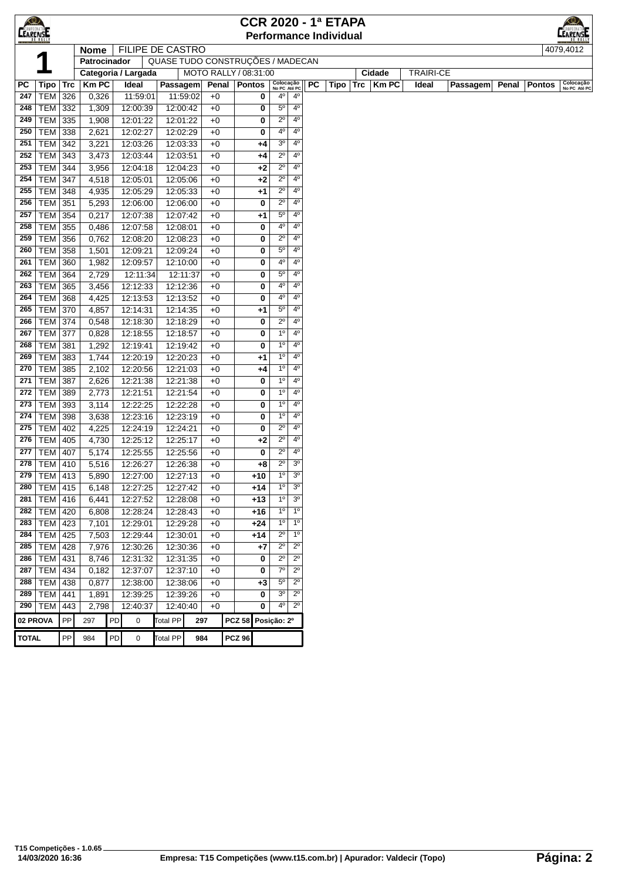# CCR 2020 - 1ª ETAPA
## Performance Individual

**1**

| Nome | FILIPE DE CASTRO | 4079,4012 |
|---|---|---|
| Patrocinador | QUASE TUDO CONSTRUÇÕES / MADECAN | |
| Categoria / Largada | MOTO RALLY / 08:31:00 | Cidade: TRAIRI-CE |

| PC | Tipo | Trc | Km PC | Ideal | Passagem | Penal | Pontos | Colocação No PC | Colocação Até PC |
|---|---|---|---|---|---|---|---|---|---|
| 247 | TEM | 326 | 0,326 | 11:59:01 | 11:59:02 | +0 | 0 | 4º | 4º |
| 248 | TEM | 332 | 1,309 | 12:00:39 | 12:00:42 | +0 | 0 | 5º | 4º |
| 249 | TEM | 335 | 1,908 | 12:01:22 | 12:01:22 | +0 | 0 | 2º | 4º |
| 250 | TEM | 338 | 2,621 | 12:02:27 | 12:02:29 | +0 | 0 | 4º | 4º |
| 251 | TEM | 342 | 3,221 | 12:03:26 | 12:03:33 | +0 | +4 | 3º | 4º |
| 252 | TEM | 343 | 3,473 | 12:03:44 | 12:03:51 | +0 | +4 | 2º | 4º |
| 253 | TEM | 344 | 3,956 | 12:04:18 | 12:04:23 | +0 | +2 | 2º | 4º |
| 254 | TEM | 347 | 4,518 | 12:05:01 | 12:05:06 | +0 | +2 | 2º | 4º |
| 255 | TEM | 348 | 4,935 | 12:05:29 | 12:05:33 | +0 | +1 | 2º | 4º |
| 256 | TEM | 351 | 5,293 | 12:06:00 | 12:06:00 | +0 | 0 | 2º | 4º |
| 257 | TEM | 354 | 0,217 | 12:07:38 | 12:07:42 | +0 | +1 | 5º | 4º |
| 258 | TEM | 355 | 0,486 | 12:07:58 | 12:08:01 | +0 | 0 | 4º | 4º |
| 259 | TEM | 356 | 0,762 | 12:08:20 | 12:08:23 | +0 | 0 | 2º | 4º |
| 260 | TEM | 358 | 1,501 | 12:09:21 | 12:09:24 | +0 | 0 | 5º | 4º |
| 261 | TEM | 360 | 1,982 | 12:09:57 | 12:10:00 | +0 | 0 | 4º | 4º |
| 262 | TEM | 364 | 2,729 | 12:11:34 | 12:11:37 | +0 | 0 | 5º | 4º |
| 263 | TEM | 365 | 3,456 | 12:12:33 | 12:12:36 | +0 | 0 | 4º | 4º |
| 264 | TEM | 368 | 4,425 | 12:13:53 | 12:13:52 | +0 | 0 | 4º | 4º |
| 265 | TEM | 370 | 4,857 | 12:14:31 | 12:14:35 | +0 | +1 | 5º | 4º |
| 266 | TEM | 374 | 0,548 | 12:18:30 | 12:18:29 | +0 | 0 | 2º | 4º |
| 267 | TEM | 377 | 0,828 | 12:18:55 | 12:18:57 | +0 | 0 | 1º | 4º |
| 268 | TEM | 381 | 1,292 | 12:19:41 | 12:19:42 | +0 | 0 | 1º | 4º |
| 269 | TEM | 383 | 1,744 | 12:20:19 | 12:20:23 | +0 | +1 | 1º | 4º |
| 270 | TEM | 385 | 2,102 | 12:20:56 | 12:21:03 | +0 | +4 | 1º | 4º |
| 271 | TEM | 387 | 2,626 | 12:21:38 | 12:21:38 | +0 | 0 | 1º | 4º |
| 272 | TEM | 389 | 2,773 | 12:21:51 | 12:21:54 | +0 | 0 | 1º | 4º |
| 273 | TEM | 393 | 3,114 | 12:22:25 | 12:22:28 | +0 | 0 | 1º | 4º |
| 274 | TEM | 398 | 3,638 | 12:23:16 | 12:23:19 | +0 | 0 | 1º | 4º |
| 275 | TEM | 402 | 4,225 | 12:24:19 | 12:24:21 | +0 | 0 | 2º | 4º |
| 276 | TEM | 405 | 4,730 | 12:25:12 | 12:25:17 | +0 | +2 | 2º | 4º |
| 277 | TEM | 407 | 5,174 | 12:25:55 | 12:25:56 | +0 | 0 | 2º | 4º |
| 278 | TEM | 410 | 5,516 | 12:26:27 | 12:26:38 | +0 | +8 | 2º | 3º |
| 279 | TEM | 413 | 5,890 | 12:27:00 | 12:27:13 | +0 | +10 | 1º | 3º |
| 280 | TEM | 415 | 6,148 | 12:27:25 | 12:27:42 | +0 | +14 | 1º | 3º |
| 281 | TEM | 416 | 6,441 | 12:27:52 | 12:28:08 | +0 | +13 | 1º | 3º |
| 282 | TEM | 420 | 6,808 | 12:28:24 | 12:28:43 | +0 | +16 | 1º | 1º |
| 283 | TEM | 423 | 7,101 | 12:29:01 | 12:29:28 | +0 | +24 | 1º | 1º |
| 284 | TEM | 425 | 7,503 | 12:29:44 | 12:30:01 | +0 | +14 | 2º | 1º |
| 285 | TEM | 428 | 7,976 | 12:30:26 | 12:30:36 | +0 | +7 | 2º | 2º |
| 286 | TEM | 431 | 8,746 | 12:31:32 | 12:31:35 | +0 | 0 | 2º | 2º |
| 287 | TEM | 434 | 0,182 | 12:37:07 | 12:37:10 | +0 | 0 | 7º | 2º |
| 288 | TEM | 438 | 0,877 | 12:38:00 | 12:38:06 | +0 | +3 | 5º | 2º |
| 289 | TEM | 441 | 1,891 | 12:39:25 | 12:39:26 | +0 | 0 | 3º | 2º |
| 290 | TEM | 443 | 2,798 | 12:40:37 | 12:40:40 | +0 | 0 | 4º | 2º |

| | PP | | PD | | Total PP | | PCZ | |
|---|---|---|---|---|---|---|---|---|
| 02 PROVA | PP | 297 | PD | 0 | Total PP | 297 | PCZ 58 | Posição: 2º |
| TOTAL | PP | 984 | PD | 0 | Total PP | 984 | PCZ 96 | |

T15 Competições - 1.0.65
14/03/2020 16:36
Empresa: T15 Competições (www.t15.com.br) | Apurador: Valdecir (Topo)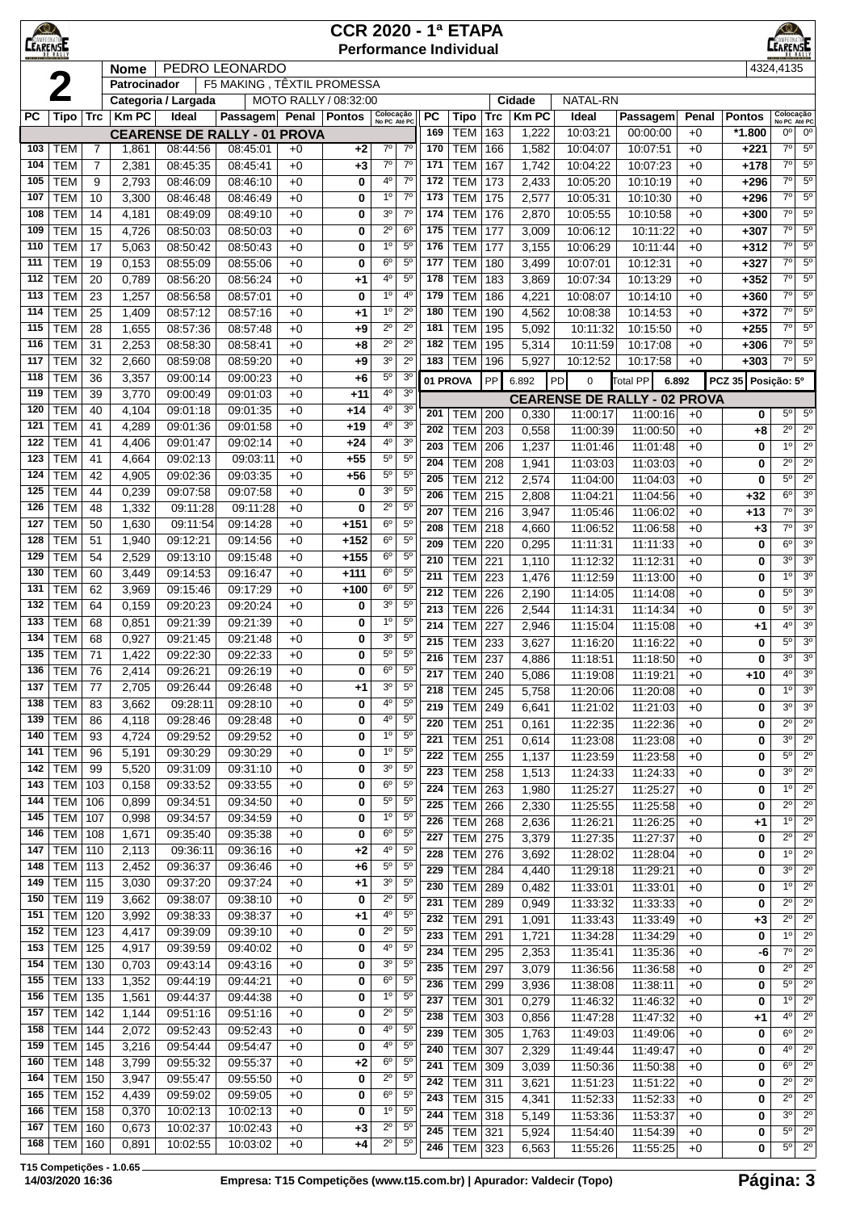# CCR 2020 - 1ª ETAPA
## Performance Individual

**2**

| Nome | PEDRO LEONARDO | | 4324,4135 |
|---|---|---|---|
| Patrocinador | F5 MAKING , TÊXTIL PROMESSA | | |
| Categoria / Largada | MOTO RALLY / 08:32:00 | Cidade | NATAL-RN |

| PC | Tipo | Trc | Km PC | Ideal | Passagem | Penal | Pontos | Colocação No PC | Colocação Até PC |
|---|---|---|---|---|---|---|---|---|---|
| **CEARENSE DE RALLY - 01 PROVA** | | | | | | | | | |
| 103 | TEM | 7 | 1,861 | 08:44:56 | 08:45:01 | +0 | +2 | 7º | 7º |
| 104 | TEM | 7 | 2,381 | 08:45:35 | 08:45:41 | +0 | +3 | 7º | 7º |
| 105 | TEM | 9 | 2,793 | 08:46:09 | 08:46:10 | +0 | 0 | 4º | 7º |
| 107 | TEM | 10 | 3,300 | 08:46:48 | 08:46:49 | +0 | 0 | 1º | 7º |
| 108 | TEM | 14 | 4,181 | 08:49:09 | 08:49:10 | +0 | 0 | 3º | 7º |
| 109 | TEM | 15 | 4,726 | 08:50:03 | 08:50:03 | +0 | 0 | 2º | 6º |
| 110 | TEM | 17 | 5,063 | 08:50:42 | 08:50:43 | +0 | 0 | 1º | 5º |
| 111 | TEM | 19 | 0,153 | 08:55:09 | 08:55:06 | +0 | 0 | 6º | 5º |
| 112 | TEM | 20 | 0,789 | 08:56:20 | 08:56:24 | +0 | +1 | 4º | 5º |
| 113 | TEM | 23 | 1,257 | 08:56:58 | 08:57:01 | +0 | 0 | 1º | 4º |
| 114 | TEM | 25 | 1,409 | 08:57:12 | 08:57:16 | +0 | +1 | 1º | 2º |
| 115 | TEM | 28 | 1,655 | 08:57:36 | 08:57:48 | +0 | +9 | 2º | 2º |
| 116 | TEM | 31 | 2,253 | 08:58:30 | 08:58:41 | +0 | +8 | 2º | 2º |
| 117 | TEM | 32 | 2,660 | 08:59:08 | 08:59:20 | +0 | +9 | 3º | 2º |
| 118 | TEM | 36 | 3,357 | 09:00:14 | 09:00:23 | +0 | +6 | 5º | 3º |
| 119 | TEM | 39 | 3,770 | 09:00:49 | 09:01:03 | +0 | +11 | 4º | 3º |
| 120 | TEM | 40 | 4,104 | 09:01:18 | 09:01:35 | +0 | +14 | 4º | 3º |
| 121 | TEM | 41 | 4,289 | 09:01:36 | 09:01:58 | +0 | +19 | 4º | 3º |
| 122 | TEM | 41 | 4,406 | 09:01:47 | 09:02:14 | +0 | +24 | 4º | 3º |
| 123 | TEM | 41 | 4,664 | 09:02:13 | 09:03:11 | +0 | +55 | 5º | 5º |
| 124 | TEM | 42 | 4,905 | 09:02:36 | 09:03:35 | +0 | +56 | 5º | 5º |
| 125 | TEM | 44 | 0,239 | 09:07:58 | 09:07:58 | +0 | 0 | 3º | 5º |
| 126 | TEM | 48 | 1,332 | 09:11:28 | 09:11:28 | +0 | 0 | 2º | 5º |
| 127 | TEM | 50 | 1,630 | 09:11:54 | 09:14:28 | +0 | +151 | 6º | 5º |
| 128 | TEM | 51 | 1,940 | 09:12:21 | 09:14:56 | +0 | +152 | 6º | 5º |
| 129 | TEM | 54 | 2,529 | 09:13:10 | 09:15:48 | +0 | +155 | 6º | 5º |
| 130 | TEM | 60 | 3,449 | 09:14:53 | 09:16:47 | +0 | +111 | 6º | 5º |
| 131 | TEM | 62 | 3,969 | 09:15:46 | 09:17:29 | +0 | +100 | 6º | 5º |
| 132 | TEM | 64 | 0,159 | 09:20:23 | 09:20:24 | +0 | 0 | 3º | 5º |
| 133 | TEM | 68 | 0,851 | 09:21:39 | 09:21:39 | +0 | 0 | 1º | 5º |
| 134 | TEM | 68 | 0,927 | 09:21:45 | 09:21:48 | +0 | 0 | 3º | 5º |
| 135 | TEM | 71 | 1,422 | 09:22:30 | 09:22:33 | +0 | 0 | 5º | 5º |
| 136 | TEM | 76 | 2,414 | 09:26:21 | 09:26:19 | +0 | 0 | 6º | 5º |
| 137 | TEM | 77 | 2,705 | 09:26:44 | 09:26:48 | +0 | +1 | 3º | 5º |
| 138 | TEM | 83 | 3,662 | 09:28:11 | 09:28:10 | +0 | 0 | 4º | 5º |
| 139 | TEM | 86 | 4,118 | 09:28:46 | 09:28:48 | +0 | 0 | 4º | 5º |
| 140 | TEM | 93 | 4,724 | 09:29:52 | 09:29:52 | +0 | 0 | 1º | 5º |
| 141 | TEM | 96 | 5,191 | 09:30:29 | 09:30:29 | +0 | 0 | 1º | 5º |
| 142 | TEM | 99 | 5,520 | 09:31:09 | 09:31:10 | +0 | 0 | 3º | 5º |
| 143 | TEM | 103 | 0,158 | 09:33:52 | 09:33:55 | +0 | 0 | 6º | 5º |
| 144 | TEM | 106 | 0,899 | 09:34:51 | 09:34:50 | +0 | 0 | 5º | 5º |
| 145 | TEM | 107 | 0,998 | 09:34:57 | 09:34:59 | +0 | 0 | 1º | 5º |
| 146 | TEM | 108 | 1,671 | 09:35:40 | 09:35:38 | +0 | 0 | 6º | 5º |
| 147 | TEM | 110 | 2,113 | 09:36:11 | 09:36:16 | +0 | +2 | 4º | 5º |
| 148 | TEM | 113 | 2,452 | 09:36:37 | 09:36:46 | +0 | +6 | 5º | 5º |
| 149 | TEM | 115 | 3,030 | 09:37:20 | 09:37:24 | +0 | +1 | 3º | 5º |
| 150 | TEM | 119 | 3,662 | 09:38:07 | 09:38:10 | +0 | 0 | 2º | 5º |
| 151 | TEM | 120 | 3,992 | 09:38:33 | 09:38:37 | +0 | +1 | 4º | 5º |
| 152 | TEM | 123 | 4,417 | 09:39:09 | 09:39:10 | +0 | 0 | 2º | 5º |
| 153 | TEM | 125 | 4,917 | 09:39:59 | 09:40:02 | +0 | 0 | 4º | 5º |
| 154 | TEM | 130 | 0,703 | 09:43:14 | 09:43:16 | +0 | 0 | 3º | 5º |
| 155 | TEM | 133 | 1,352 | 09:44:19 | 09:44:21 | +0 | 0 | 6º | 5º |
| 156 | TEM | 135 | 1,561 | 09:44:37 | 09:44:38 | +0 | 0 | 1º | 5º |
| 157 | TEM | 142 | 1,144 | 09:51:16 | 09:51:16 | +0 | 0 | 2º | 5º |
| 158 | TEM | 144 | 2,072 | 09:52:43 | 09:52:43 | +0 | 0 | 4º | 5º |
| 159 | TEM | 145 | 3,216 | 09:54:44 | 09:54:47 | +0 | 0 | 4º | 5º |
| 160 | TEM | 148 | 3,799 | 09:55:32 | 09:55:37 | +0 | +2 | 6º | 5º |
| 164 | TEM | 150 | 3,947 | 09:55:47 | 09:55:50 | +0 | 0 | 2º | 5º |
| 165 | TEM | 152 | 4,439 | 09:59:02 | 09:59:05 | +0 | 0 | 6º | 5º |
| 166 | TEM | 158 | 0,370 | 10:02:13 | 10:02:13 | +0 | 0 | 1º | 5º |
| 167 | TEM | 160 | 0,673 | 10:02:37 | 10:02:43 | +0 | +3 | 2º | 5º |
| 168 | TEM | 160 | 0,891 | 10:02:55 | 10:03:02 | +0 | +4 | 2º | 5º |
| 169 | TEM | 163 | 1,222 | 10:03:21 | 00:00:00 | +0 | *1.800 | 0º | 0º |
| 170 | TEM | 166 | 1,582 | 10:04:07 | 10:07:51 | +0 | +221 | 7º | 5º |
| 171 | TEM | 167 | 1,742 | 10:04:22 | 10:07:23 | +0 | +178 | 7º | 5º |
| 172 | TEM | 173 | 2,433 | 10:05:20 | 10:10:19 | +0 | +296 | 7º | 5º |
| 173 | TEM | 175 | 2,577 | 10:05:31 | 10:10:30 | +0 | +296 | 7º | 5º |
| 174 | TEM | 176 | 2,870 | 10:05:55 | 10:10:58 | +0 | +300 | 7º | 5º |
| 175 | TEM | 177 | 3,009 | 10:06:12 | 10:11:22 | +0 | +307 | 7º | 5º |
| 176 | TEM | 177 | 3,155 | 10:06:29 | 10:11:44 | +0 | +312 | 7º | 5º |
| 177 | TEM | 180 | 3,499 | 10:07:01 | 10:12:31 | +0 | +327 | 7º | 5º |
| 178 | TEM | 183 | 3,869 | 10:07:34 | 10:13:29 | +0 | +352 | 7º | 5º |
| 179 | TEM | 186 | 4,221 | 10:08:07 | 10:14:10 | +0 | +360 | 7º | 5º |
| 180 | TEM | 190 | 4,562 | 10:08:38 | 10:14:53 | +0 | +372 | 7º | 5º |
| 181 | TEM | 195 | 5,092 | 10:11:32 | 10:15:50 | +0 | +255 | 7º | 5º |
| 182 | TEM | 195 | 5,314 | 10:11:59 | 10:17:08 | +0 | +306 | 7º | 5º |
| 183 | TEM | 196 | 5,927 | 10:12:52 | 10:17:58 | +0 | +303 | 7º | 5º |
| **01 PROVA** | PP | 6.892 | PD | 0 | Total PP | 6.892 | PCZ 35 | Posição: 5º | |
| **CEARENSE DE RALLY - 02 PROVA** | | | | | | | | | |
| 201 | TEM | 200 | 0,330 | 11:00:17 | 11:00:16 | +0 | 0 | 5º | 5º |
| 202 | TEM | 203 | 0,558 | 11:00:39 | 11:00:50 | +0 | +8 | 2º | 2º |
| 203 | TEM | 206 | 1,237 | 11:01:46 | 11:01:48 | +0 | 0 | 1º | 2º |
| 204 | TEM | 208 | 1,941 | 11:03:03 | 11:03:03 | +0 | 0 | 2º | 2º |
| 205 | TEM | 212 | 2,574 | 11:04:00 | 11:04:03 | +0 | 0 | 5º | 2º |
| 206 | TEM | 215 | 2,808 | 11:04:21 | 11:04:56 | +0 | +32 | 6º | 3º |
| 207 | TEM | 216 | 3,947 | 11:05:46 | 11:06:02 | +0 | +13 | 7º | 3º |
| 208 | TEM | 218 | 4,660 | 11:06:52 | 11:06:58 | +0 | +3 | 7º | 3º |
| 209 | TEM | 220 | 0,295 | 11:11:31 | 11:11:33 | +0 | 0 | 6º | 3º |
| 210 | TEM | 221 | 1,110 | 11:12:32 | 11:12:31 | +0 | 0 | 3º | 3º |
| 211 | TEM | 223 | 1,476 | 11:12:59 | 11:13:00 | +0 | 0 | 1º | 3º |
| 212 | TEM | 226 | 2,190 | 11:14:05 | 11:14:08 | +0 | 0 | 5º | 3º |
| 213 | TEM | 226 | 2,544 | 11:14:31 | 11:14:34 | +0 | 0 | 5º | 3º |
| 214 | TEM | 227 | 2,946 | 11:15:04 | 11:15:08 | +0 | +1 | 4º | 3º |
| 215 | TEM | 233 | 3,627 | 11:16:20 | 11:16:22 | +0 | 0 | 5º | 3º |
| 216 | TEM | 237 | 4,886 | 11:18:51 | 11:18:50 | +0 | 0 | 3º | 3º |
| 217 | TEM | 240 | 5,086 | 11:19:08 | 11:19:21 | +0 | +10 | 4º | 3º |
| 218 | TEM | 245 | 5,758 | 11:20:06 | 11:20:08 | +0 | 0 | 1º | 3º |
| 219 | TEM | 249 | 6,641 | 11:21:02 | 11:21:03 | +0 | 0 | 3º | 3º |
| 220 | TEM | 251 | 0,161 | 11:22:35 | 11:22:36 | +0 | 0 | 2º | 2º |
| 221 | TEM | 251 | 0,614 | 11:23:08 | 11:23:08 | +0 | 0 | 3º | 2º |
| 222 | TEM | 255 | 1,137 | 11:23:59 | 11:23:58 | +0 | 0 | 5º | 2º |
| 223 | TEM | 258 | 1,513 | 11:24:33 | 11:24:33 | +0 | 0 | 3º | 2º |
| 224 | TEM | 263 | 1,980 | 11:25:27 | 11:25:27 | +0 | 0 | 1º | 2º |
| 225 | TEM | 266 | 2,330 | 11:25:55 | 11:25:58 | +0 | 0 | 2º | 2º |
| 226 | TEM | 268 | 2,636 | 11:26:21 | 11:26:25 | +0 | +1 | 1º | 2º |
| 227 | TEM | 275 | 3,379 | 11:27:35 | 11:27:37 | +0 | 0 | 2º | 2º |
| 228 | TEM | 276 | 3,692 | 11:28:02 | 11:28:04 | +0 | 0 | 1º | 2º |
| 229 | TEM | 284 | 4,440 | 11:29:18 | 11:29:21 | +0 | 0 | 3º | 2º |
| 230 | TEM | 289 | 0,482 | 11:33:01 | 11:33:01 | +0 | 0 | 1º | 2º |
| 231 | TEM | 289 | 0,949 | 11:33:32 | 11:33:33 | +0 | 0 | 2º | 2º |
| 232 | TEM | 291 | 1,091 | 11:33:43 | 11:33:49 | +0 | +3 | 2º | 2º |
| 233 | TEM | 291 | 1,721 | 11:34:28 | 11:34:29 | +0 | 0 | 1º | 2º |
| 234 | TEM | 295 | 2,353 | 11:35:41 | 11:35:36 | +0 | -6 | 7º | 2º |
| 235 | TEM | 297 | 3,079 | 11:36:56 | 11:36:58 | +0 | 0 | 2º | 2º |
| 236 | TEM | 299 | 3,936 | 11:38:08 | 11:38:11 | +0 | 0 | 5º | 2º |
| 237 | TEM | 301 | 0,279 | 11:46:32 | 11:46:32 | +0 | 0 | 1º | 2º |
| 238 | TEM | 303 | 0,856 | 11:47:28 | 11:47:32 | +0 | +1 | 4º | 2º |
| 239 | TEM | 305 | 1,763 | 11:49:03 | 11:49:06 | +0 | 0 | 6º | 2º |
| 240 | TEM | 307 | 2,329 | 11:49:44 | 11:49:47 | +0 | 0 | 4º | 2º |
| 241 | TEM | 309 | 3,039 | 11:50:36 | 11:50:38 | +0 | 0 | 6º | 2º |
| 242 | TEM | 311 | 3,621 | 11:51:23 | 11:51:22 | +0 | 0 | 2º | 2º |
| 243 | TEM | 315 | 4,341 | 11:52:33 | 11:52:33 | +0 | 0 | 2º | 2º |
| 244 | TEM | 318 | 5,149 | 11:53:36 | 11:53:37 | +0 | 0 | 3º | 2º |
| 245 | TEM | 321 | 5,924 | 11:54:40 | 11:54:39 | +0 | 0 | 5º | 2º |
| 246 | TEM | 323 | 6,563 | 11:55:26 | 11:55:25 | +0 | 0 | 5º | 2º |

T15 Competições - 1.0.65
14/03/2020 16:36 — Empresa: T15 Competições (www.t15.com.br) | Apurador: Valdecir (Topo)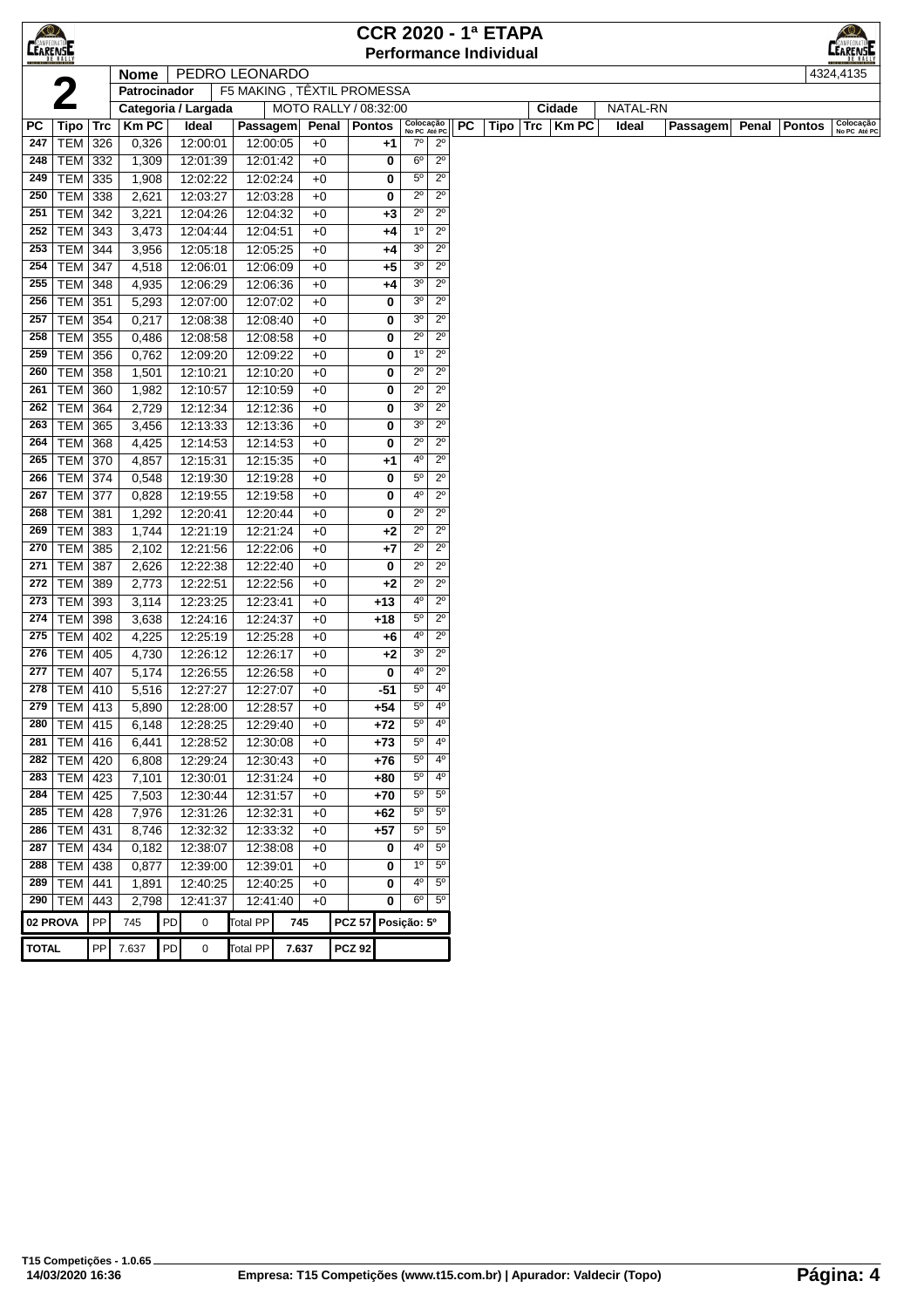# CCR 2020 - 1ª ETAPA

## Performance Individual

| | |
|---|---|
| **2** | **Nome**: PEDRO LEONARDO |
| | **Patrocinador**: F5 MAKING , TÊXTIL PROMESSA |
| | **Categoria / Largada**: MOTO RALLY / 08:32:00 |
| | **Cidade**: NATAL-RN |
| | 4324,4135 |

| PC | Tipo | Trc | Km PC | Ideal | Passagem | Penal | Pontos | Colocação No PC | Colocação Até PC |
|---|---|---|---|---|---|---|---|---|---|
| 247 | TEM | 326 | 0,326 | 12:00:01 | 12:00:05 | +0 | +1 | 7º | 2º |
| 248 | TEM | 332 | 1,309 | 12:01:39 | 12:01:42 | +0 | 0 | 6º | 2º |
| 249 | TEM | 335 | 1,908 | 12:02:22 | 12:02:24 | +0 | 0 | 5º | 2º |
| 250 | TEM | 338 | 2,621 | 12:03:27 | 12:03:28 | +0 | 0 | 2º | 2º |
| 251 | TEM | 342 | 3,221 | 12:04:26 | 12:04:32 | +0 | +3 | 2º | 2º |
| 252 | TEM | 343 | 3,473 | 12:04:44 | 12:04:51 | +0 | +4 | 1º | 2º |
| 253 | TEM | 344 | 3,956 | 12:05:18 | 12:05:25 | +0 | +4 | 3º | 2º |
| 254 | TEM | 347 | 4,518 | 12:06:01 | 12:06:09 | +0 | +5 | 3º | 2º |
| 255 | TEM | 348 | 4,935 | 12:06:29 | 12:06:36 | +0 | +4 | 3º | 2º |
| 256 | TEM | 351 | 5,293 | 12:07:00 | 12:07:02 | +0 | 0 | 3º | 2º |
| 257 | TEM | 354 | 0,217 | 12:08:38 | 12:08:40 | +0 | 0 | 3º | 2º |
| 258 | TEM | 355 | 0,486 | 12:08:58 | 12:08:58 | +0 | 0 | 2º | 2º |
| 259 | TEM | 356 | 0,762 | 12:09:20 | 12:09:22 | +0 | 0 | 1º | 2º |
| 260 | TEM | 358 | 1,501 | 12:10:21 | 12:10:20 | +0 | 0 | 2º | 2º |
| 261 | TEM | 360 | 1,982 | 12:10:57 | 12:10:59 | +0 | 0 | 2º | 2º |
| 262 | TEM | 364 | 2,729 | 12:12:34 | 12:12:36 | +0 | 0 | 3º | 2º |
| 263 | TEM | 365 | 3,456 | 12:13:33 | 12:13:36 | +0 | 0 | 3º | 2º |
| 264 | TEM | 368 | 4,425 | 12:14:53 | 12:14:53 | +0 | 0 | 2º | 2º |
| 265 | TEM | 370 | 4,857 | 12:15:31 | 12:15:35 | +0 | +1 | 4º | 2º |
| 266 | TEM | 374 | 0,548 | 12:19:30 | 12:19:28 | +0 | 0 | 5º | 2º |
| 267 | TEM | 377 | 0,828 | 12:19:55 | 12:19:58 | +0 | 0 | 4º | 2º |
| 268 | TEM | 381 | 1,292 | 12:20:41 | 12:20:44 | +0 | 0 | 2º | 2º |
| 269 | TEM | 383 | 1,744 | 12:21:19 | 12:21:24 | +0 | +2 | 2º | 2º |
| 270 | TEM | 385 | 2,102 | 12:21:56 | 12:22:06 | +0 | +7 | 2º | 2º |
| 271 | TEM | 387 | 2,626 | 12:22:38 | 12:22:40 | +0 | 0 | 2º | 2º |
| 272 | TEM | 389 | 2,773 | 12:22:51 | 12:22:56 | +0 | +2 | 2º | 2º |
| 273 | TEM | 393 | 3,114 | 12:23:25 | 12:23:41 | +0 | +13 | 4º | 2º |
| 274 | TEM | 398 | 3,638 | 12:24:16 | 12:24:37 | +0 | +18 | 5º | 2º |
| 275 | TEM | 402 | 4,225 | 12:25:19 | 12:25:28 | +0 | +6 | 4º | 2º |
| 276 | TEM | 405 | 4,730 | 12:26:12 | 12:26:17 | +0 | +2 | 3º | 2º |
| 277 | TEM | 407 | 5,174 | 12:26:55 | 12:26:58 | +0 | 0 | 4º | 2º |
| 278 | TEM | 410 | 5,516 | 12:27:27 | 12:27:07 | +0 | -51 | 5º | 4º |
| 279 | TEM | 413 | 5,890 | 12:28:00 | 12:28:57 | +0 | +54 | 5º | 4º |
| 280 | TEM | 415 | 6,148 | 12:28:25 | 12:29:40 | +0 | +72 | 5º | 4º |
| 281 | TEM | 416 | 6,441 | 12:28:52 | 12:30:08 | +0 | +73 | 5º | 4º |
| 282 | TEM | 420 | 6,808 | 12:29:24 | 12:30:43 | +0 | +76 | 5º | 4º |
| 283 | TEM | 423 | 7,101 | 12:30:01 | 12:31:24 | +0 | +80 | 5º | 4º |
| 284 | TEM | 425 | 7,503 | 12:30:44 | 12:31:57 | +0 | +70 | 5º | 5º |
| 285 | TEM | 428 | 7,976 | 12:31:26 | 12:32:31 | +0 | +62 | 5º | 5º |
| 286 | TEM | 431 | 8,746 | 12:32:32 | 12:33:32 | +0 | +57 | 5º | 5º |
| 287 | TEM | 434 | 0,182 | 12:38:07 | 12:38:08 | +0 | 0 | 4º | 5º |
| 288 | TEM | 438 | 0,877 | 12:39:00 | 12:39:01 | +0 | 0 | 1º | 5º |
| 289 | TEM | 441 | 1,891 | 12:40:25 | 12:40:25 | +0 | 0 | 4º | 5º |
| 290 | TEM | 443 | 2,798 | 12:41:37 | 12:41:40 | +0 | 0 | 6º | 5º |

| | | | | | | | | |
|---|---|---|---|---|---|---|---|---|
| **02 PROVA** | PP 745 | PD 0 | Total PP 745 | PCZ 57 | Posição: 5º |
| **TOTAL** | PP 7.637 | PD 0 | Total PP 7.637 | PCZ 92 | |

T15 Competições - 1.0.65
14/03/2020 16:36

Empresa: T15 Competições (www.t15.com.br) | Apurador: Valdecir (Topo)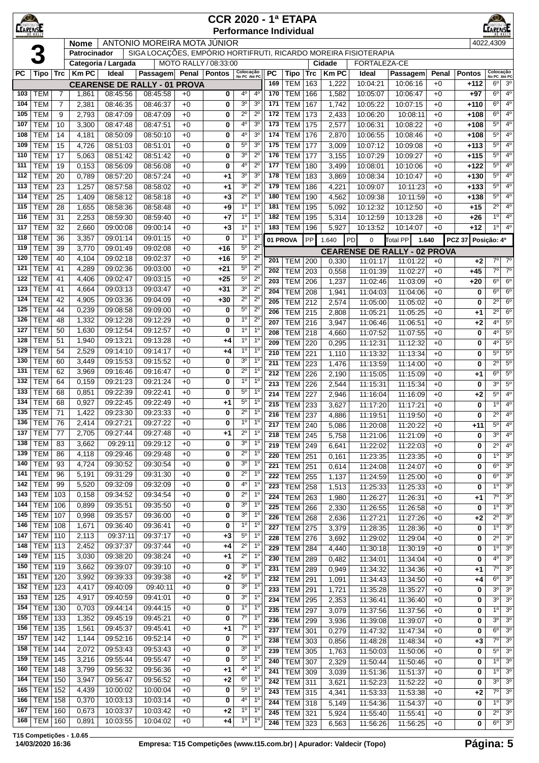# CCR 2020 - 1ª ETAPA

## Performance Individual

| | |
|---|---|
| **3** | **Nome**: ANTONIO MOREIRA MOTA JÚNIOR — 4022,4309 |
| | **Patrocinador**: SIGA LOCAÇÕES, EMPÓRIO HORTIFRUTI, RICARDO MOREIRA FISIOTERAPIA |
| | **Categoria / Largada**: MOTO RALLY / 08:33:00 — **Cidade**: FORTALEZA-CE |

### CEARENSE DE RALLY - 01 PROVA

| PC | Tipo | Trc | Km PC | Ideal | Passagem | Penal | Pontos | Colocação No PC | Colocação Até PC |
|---|---|---|---|---|---|---|---|---|---|
| 103 | TEM | 7 | 1,861 | 08:45:56 | 08:45:58 | +0 | 0 | 4º | 4º |
| 104 | TEM | 7 | 2,381 | 08:46:35 | 08:46:37 | +0 | 0 | 3º | 3º |
| 105 | TEM | 9 | 2,793 | 08:47:09 | 08:47:09 | +0 | 0 | 2º | 2º |
| 107 | TEM | 10 | 3,300 | 08:47:48 | 08:47:51 | +0 | 0 | 4º | 3º |
| 108 | TEM | 14 | 4,181 | 08:50:09 | 08:50:10 | +0 | 0 | 4º | 3º |
| 109 | TEM | 15 | 4,726 | 08:51:03 | 08:51:01 | +0 | 0 | 5º | 3º |
| 110 | TEM | 17 | 5,063 | 08:51:42 | 08:51:42 | +0 | 0 | 3º | 2º |
| 111 | TEM | 19 | 0,153 | 08:56:09 | 08:56:08 | +0 | 0 | 4º | 2º |
| 112 | TEM | 20 | 0,789 | 08:57:20 | 08:57:24 | +0 | +1 | 3º | 3º |
| 113 | TEM | 23 | 1,257 | 08:57:58 | 08:58:02 | +0 | +1 | 3º | 2º |
| 114 | TEM | 25 | 1,409 | 08:58:12 | 08:58:18 | +0 | +3 | 2º | 1º |
| 115 | TEM | 28 | 1,655 | 08:58:36 | 08:58:48 | +0 | +9 | 1º | 1º |
| 116 | TEM | 31 | 2,253 | 08:59:30 | 08:59:40 | +0 | +7 | 1º | 1º |
| 117 | TEM | 32 | 2,660 | 09:00:08 | 09:00:14 | +0 | +3 | 1º | 1º |
| 118 | TEM | 36 | 3,357 | 09:01:14 | 09:01:15 | +0 | 0 | 1º | 1º |
| 119 | TEM | 39 | 3,770 | 09:01:49 | 09:02:08 | +0 | +16 | 5º | 2º |
| 120 | TEM | 40 | 4,104 | 09:02:18 | 09:02:37 | +0 | +16 | 5º | 2º |
| 121 | TEM | 41 | 4,289 | 09:02:36 | 09:03:00 | +0 | +21 | 5º | 2º |
| 122 | TEM | 41 | 4,406 | 09:02:47 | 09:03:15 | +0 | +25 | 5º | 2º |
| 123 | TEM | 41 | 4,664 | 09:03:13 | 09:03:47 | +0 | +31 | 3º | 2º |
| 124 | TEM | 42 | 4,905 | 09:03:36 | 09:04:09 | +0 | +30 | 2º | 2º |
| 125 | TEM | 44 | 0,239 | 09:08:58 | 09:09:00 | +0 | 0 | 5º | 2º |
| 126 | TEM | 48 | 1,332 | 09:12:28 | 09:12:29 | +0 | 0 | 1º | 2º |
| 127 | TEM | 50 | 1,630 | 09:12:54 | 09:12:57 | +0 | 0 | 1º | 1º |
| 128 | TEM | 51 | 1,940 | 09:13:21 | 09:13:28 | +0 | +4 | 1º | 1º |
| 129 | TEM | 54 | 2,529 | 09:14:10 | 09:14:17 | +0 | +4 | 1º | 1º |
| 130 | TEM | 60 | 3,449 | 09:15:53 | 09:15:52 | +0 | 0 | 3º | 1º |
| 131 | TEM | 62 | 3,969 | 09:16:46 | 09:16:47 | +0 | 0 | 2º | 1º |
| 132 | TEM | 64 | 0,159 | 09:21:23 | 09:21:24 | +0 | 0 | 1º | 1º |
| 133 | TEM | 68 | 0,851 | 09:22:39 | 09:22:41 | +0 | 0 | 5º | 1º |
| 134 | TEM | 68 | 0,927 | 09:22:45 | 09:22:49 | +0 | +1 | 5º | 1º |
| 135 | TEM | 71 | 1,422 | 09:23:30 | 09:23:33 | +0 | 0 | 2º | 1º |
| 136 | TEM | 76 | 2,414 | 09:27:21 | 09:27:22 | +0 | 0 | 1º | 1º |
| 137 | TEM | 77 | 2,705 | 09:27:44 | 09:27:48 | +0 | +1 | 2º | 1º |
| 138 | TEM | 83 | 3,662 | 09:29:11 | 09:29:12 | +0 | 0 | 3º | 1º |
| 139 | TEM | 86 | 4,118 | 09:29:46 | 09:29:48 | +0 | 0 | 2º | 1º |
| 140 | TEM | 93 | 4,724 | 09:30:52 | 09:30:54 | +0 | 0 | 3º | 1º |
| 141 | TEM | 96 | 5,191 | 09:31:29 | 09:31:30 | +0 | 0 | 2º | 1º |
| 142 | TEM | 99 | 5,520 | 09:32:09 | 09:32:09 | +0 | 0 | 4º | 1º |
| 143 | TEM | 103 | 0,158 | 09:34:52 | 09:34:54 | +0 | 0 | 2º | 1º |
| 144 | TEM | 106 | 0,899 | 09:35:51 | 09:35:50 | +0 | 0 | 3º | 1º |
| 145 | TEM | 107 | 0,998 | 09:35:57 | 09:36:00 | +0 | 0 | 3º | 1º |
| 146 | TEM | 108 | 1,671 | 09:36:40 | 09:36:41 | +0 | 0 | 1º | 1º |
| 147 | TEM | 110 | 2,113 | 09:37:11 | 09:37:17 | +0 | +3 | 5º | 1º |
| 148 | TEM | 113 | 2,452 | 09:37:37 | 09:37:44 | +0 | +4 | 2º | 1º |
| 149 | TEM | 115 | 3,030 | 09:38:20 | 09:38:24 | +0 | +1 | 2º | 1º |
| 150 | TEM | 119 | 3,662 | 09:39:07 | 09:39:10 | +0 | 0 | 3º | 1º |
| 151 | TEM | 120 | 3,992 | 09:39:33 | 09:39:38 | +0 | +2 | 5º | 1º |
| 152 | TEM | 123 | 4,417 | 09:40:09 | 09:40:11 | +0 | 0 | 3º | 1º |
| 153 | TEM | 125 | 4,917 | 09:40:59 | 09:41:01 | +0 | 0 | 3º | 1º |
| 154 | TEM | 130 | 0,703 | 09:44:14 | 09:44:15 | +0 | 0 | 1º | 1º |
| 155 | TEM | 133 | 1,352 | 09:45:19 | 09:45:21 | +0 | 0 | 7º | 1º |
| 156 | TEM | 135 | 1,561 | 09:45:37 | 09:45:41 | +0 | +1 | 7º | 1º |
| 157 | TEM | 142 | 1,144 | 09:52:16 | 09:52:14 | +0 | 0 | 7º | 1º |
| 158 | TEM | 144 | 2,072 | 09:53:43 | 09:53:43 | +0 | 0 | 3º | 1º |
| 159 | TEM | 145 | 3,216 | 09:55:44 | 09:55:47 | +0 | 0 | 5º | 1º |
| 160 | TEM | 148 | 3,799 | 09:56:32 | 09:56:36 | +0 | +1 | 4º | 1º |
| 164 | TEM | 150 | 3,947 | 09:56:47 | 09:56:52 | +0 | +2 | 6º | 1º |
| 165 | TEM | 152 | 4,439 | 10:00:02 | 10:00:04 | +0 | 0 | 5º | 1º |
| 166 | TEM | 158 | 0,370 | 10:03:13 | 10:03:14 | +0 | 0 | 4º | 1º |
| 167 | TEM | 160 | 0,673 | 10:03:37 | 10:03:42 | +0 | +2 | 1º | 1º |
| 168 | TEM | 160 | 0,891 | 10:03:55 | 10:04:02 | +0 | +4 | 1º | 1º |
| 169 | TEM | 163 | 1,222 | 10:04:21 | 10:06:16 | +0 | +112 | 6º | 3º |
| 170 | TEM | 166 | 1,582 | 10:05:07 | 10:06:47 | +0 | +97 | 6º | 4º |
| 171 | TEM | 167 | 1,742 | 10:05:22 | 10:07:15 | +0 | +110 | 6º | 4º |
| 172 | TEM | 173 | 2,433 | 10:06:20 | 10:08:11 | +0 | +108 | 6º | 4º |
| 173 | TEM | 175 | 2,577 | 10:06:31 | 10:08:22 | +0 | +108 | 5º | 4º |
| 174 | TEM | 176 | 2,870 | 10:06:55 | 10:08:46 | +0 | +108 | 5º | 4º |
| 175 | TEM | 177 | 3,009 | 10:07:12 | 10:09:08 | +0 | +113 | 5º | 4º |
| 176 | TEM | 177 | 3,155 | 10:07:29 | 10:09:27 | +0 | +115 | 5º | 4º |
| 177 | TEM | 180 | 3,499 | 10:08:01 | 10:10:06 | +0 | +122 | 5º | 4º |
| 178 | TEM | 183 | 3,869 | 10:08:34 | 10:10:47 | +0 | +130 | 5º | 4º |
| 179 | TEM | 186 | 4,221 | 10:09:07 | 10:11:23 | +0 | +133 | 5º | 4º |
| 180 | TEM | 190 | 4,562 | 10:09:38 | 10:11:59 | +0 | +138 | 5º | 4º |
| 181 | TEM | 195 | 5,092 | 10:12:32 | 10:12:50 | +0 | +15 | 2º | 4º |
| 182 | TEM | 195 | 5,314 | 10:12:59 | 10:13:28 | +0 | +26 | 1º | 4º |
| 183 | TEM | 196 | 5,927 | 10:13:52 | 10:14:07 | +0 | +12 | 1º | 4º |

**01 PROVA** — PP 1.640 | PD 0 | Total PP 1.640 | PCZ 37 | Posição: 4º

### CEARENSE DE RALLY - 02 PROVA

| PC | Tipo | Trc | Km PC | Ideal | Passagem | Penal | Pontos | Colocação No PC | Colocação Até PC |
|---|---|---|---|---|---|---|---|---|---|
| 201 | TEM | 200 | 0,330 | 11:01:17 | 11:01:22 | +0 | +2 | 7º | 7º |
| 202 | TEM | 203 | 0,558 | 11:01:39 | 11:02:27 | +0 | +45 | 7º | 7º |
| 203 | TEM | 206 | 1,237 | 11:02:46 | 11:03:09 | +0 | +20 | 6º | 6º |
| 204 | TEM | 208 | 1,941 | 11:04:03 | 11:04:06 | +0 | 0 | 6º | 6º |
| 205 | TEM | 212 | 2,574 | 11:05:00 | 11:05:02 | +0 | 0 | 2º | 6º |
| 206 | TEM | 215 | 2,808 | 11:05:21 | 11:05:25 | +0 | +1 | 2º | 6º |
| 207 | TEM | 216 | 3,947 | 11:06:46 | 11:06:51 | +0 | +2 | 4º | 5º |
| 208 | TEM | 218 | 4,660 | 11:07:52 | 11:07:55 | +0 | 0 | 4º | 5º |
| 209 | TEM | 220 | 0,295 | 11:12:31 | 11:12:32 | +0 | 0 | 4º | 5º |
| 210 | TEM | 221 | 1,110 | 11:13:32 | 11:13:34 | +0 | 0 | 5º | 5º |
| 211 | TEM | 223 | 1,476 | 11:13:59 | 11:14:00 | +0 | 0 | 2º | 5º |
| 212 | TEM | 226 | 2,190 | 11:15:05 | 11:15:09 | +0 | +1 | 6º | 5º |
| 213 | TEM | 226 | 2,544 | 11:15:31 | 11:15:34 | +0 | 0 | 3º | 5º |
| 214 | TEM | 227 | 2,946 | 11:16:04 | 11:16:09 | +0 | +2 | 5º | 4º |
| 215 | TEM | 233 | 3,627 | 11:17:20 | 11:17:21 | +0 | 0 | 1º | 4º |
| 216 | TEM | 237 | 4,886 | 11:19:51 | 11:19:50 | +0 | 0 | 2º | 4º |
| 217 | TEM | 240 | 5,086 | 11:20:08 | 11:20:22 | +0 | +11 | 5º | 4º |
| 218 | TEM | 245 | 5,758 | 11:21:06 | 11:21:09 | +0 | 0 | 3º | 4º |
| 219 | TEM | 249 | 6,641 | 11:22:02 | 11:22:03 | +0 | 0 | 2º | 4º |
| 220 | TEM | 251 | 0,161 | 11:23:35 | 11:23:35 | +0 | 0 | 1º | 3º |
| 221 | TEM | 251 | 0,614 | 11:24:08 | 11:24:07 | +0 | 0 | 6º | 3º |
| 222 | TEM | 255 | 1,137 | 11:24:59 | 11:25:00 | +0 | 0 | 6º | 3º |
| 223 | TEM | 258 | 1,513 | 11:25:33 | 11:25:33 | +0 | 0 | 1º | 3º |
| 224 | TEM | 263 | 1,980 | 11:26:27 | 11:26:31 | +0 | +1 | 7º | 3º |
| 225 | TEM | 266 | 2,330 | 11:26:55 | 11:26:58 | +0 | 0 | 1º | 3º |
| 226 | TEM | 268 | 2,636 | 11:27:21 | 11:27:26 | +0 | +2 | 2º | 3º |
| 227 | TEM | 275 | 3,379 | 11:28:35 | 11:28:36 | +0 | 0 | 1º | 3º |
| 228 | TEM | 276 | 3,692 | 11:29:02 | 11:29:04 | +0 | 0 | 2º | 3º |
| 229 | TEM | 284 | 4,440 | 11:30:18 | 11:30:19 | +0 | 0 | 1º | 3º |
| 230 | TEM | 289 | 0,482 | 11:34:01 | 11:34:04 | +0 | 0 | 4º | 3º |
| 231 | TEM | 289 | 0,949 | 11:34:32 | 11:34:36 | +0 | +1 | 7º | 3º |
| 232 | TEM | 291 | 1,091 | 11:34:43 | 11:34:50 | +0 | +4 | 6º | 3º |
| 233 | TEM | 291 | 1,721 | 11:35:28 | 11:35:27 | +0 | 0 | 3º | 3º |
| 234 | TEM | 295 | 2,353 | 11:36:41 | 11:36:40 | +0 | 0 | 3º | 3º |
| 235 | TEM | 297 | 3,079 | 11:37:56 | 11:37:56 | +0 | 0 | 1º | 3º |
| 236 | TEM | 299 | 3,936 | 11:39:08 | 11:39:07 | +0 | 0 | 3º | 3º |
| 237 | TEM | 301 | 0,279 | 11:47:32 | 11:47:34 | +0 | 0 | 6º | 3º |
| 238 | TEM | 303 | 0,856 | 11:48:28 | 11:48:34 | +0 | +3 | 7º | 3º |
| 239 | TEM | 305 | 1,763 | 11:50:03 | 11:50:06 | +0 | 0 | 5º | 3º |
| 240 | TEM | 307 | 2,329 | 11:50:44 | 11:50:46 | +0 | 0 | 1º | 3º |
| 241 | TEM | 309 | 3,039 | 11:51:36 | 11:51:37 | +0 | 0 | 1º | 3º |
| 242 | TEM | 311 | 3,621 | 11:52:23 | 11:52:22 | +0 | 0 | 3º | 3º |
| 243 | TEM | 315 | 4,341 | 11:53:33 | 11:53:38 | +0 | +2 | 7º | 3º |
| 244 | TEM | 318 | 5,149 | 11:54:36 | 11:54:37 | +0 | 0 | 1º | 3º |
| 245 | TEM | 321 | 5,924 | 11:55:40 | 11:55:41 | +0 | 0 | 2º | 3º |
| 246 | TEM | 323 | 6,563 | 11:56:26 | 11:56:25 | +0 | 0 | 6º | 3º |

T15 Competições - 1.0.65
14/03/2020 16:36 — Empresa: T15 Competições (www.t15.com.br) | Apurador: Valdecir (Topo)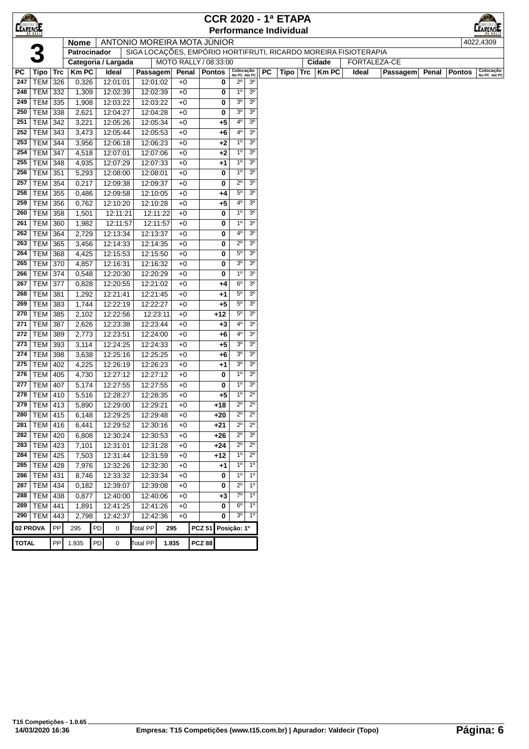# CCR 2020 - 1ª ETAPA

## Performance Individual

| 3 | Nome | ANTONIO MOREIRA MOTA JÚNIOR | 4022,4309 |
|---|---|---|---|
| | Patrocinador | SIGA LOCAÇÕES, EMPÓRIO HORTIFRUTI, RICARDO MOREIRA FISIOTERAPIA | |
| | Categoria / Largada | MOTO RALLY / 08:33:00 | Cidade: FORTALEZA-CE |

| PC | Tipo | Trc | Km PC | Ideal | Passagem | Penal | Pontos | Colocação No PC | Colocação Até PC |
|---|---|---|---|---|---|---|---|---|---|
| 247 | TEM | 326 | 0,326 | 12:01:01 | 12:01:02 | +0 | 0 | 2º | 3º |
| 248 | TEM | 332 | 1,309 | 12:02:39 | 12:02:39 | +0 | 0 | 1º | 3º |
| 249 | TEM | 335 | 1,908 | 12:03:22 | 12:03:22 | +0 | 0 | 3º | 3º |
| 250 | TEM | 338 | 2,621 | 12:04:27 | 12:04:28 | +0 | 0 | 3º | 3º |
| 251 | TEM | 342 | 3,221 | 12:05:26 | 12:05:34 | +0 | +5 | 4º | 3º |
| 252 | TEM | 343 | 3,473 | 12:05:44 | 12:05:53 | +0 | +6 | 4º | 3º |
| 253 | TEM | 344 | 3,956 | 12:06:18 | 12:06:23 | +0 | +2 | 1º | 3º |
| 254 | TEM | 347 | 4,518 | 12:07:01 | 12:07:06 | +0 | +2 | 1º | 3º |
| 255 | TEM | 348 | 4,935 | 12:07:29 | 12:07:33 | +0 | +1 | 1º | 3º |
| 256 | TEM | 351 | 5,293 | 12:08:00 | 12:08:01 | +0 | 0 | 1º | 3º |
| 257 | TEM | 354 | 0,217 | 12:09:38 | 12:09:37 | +0 | 0 | 2º | 3º |
| 258 | TEM | 355 | 0,486 | 12:09:58 | 12:10:05 | +0 | +4 | 5º | 3º |
| 259 | TEM | 356 | 0,762 | 12:10:20 | 12:10:28 | +0 | +5 | 4º | 3º |
| 260 | TEM | 358 | 1,501 | 12:11:21 | 12:11:22 | +0 | 0 | 1º | 3º |
| 261 | TEM | 360 | 1,982 | 12:11:57 | 12:11:57 | +0 | 0 | 1º | 3º |
| 262 | TEM | 364 | 2,729 | 12:13:34 | 12:13:37 | +0 | 0 | 4º | 3º |
| 263 | TEM | 365 | 3,456 | 12:14:33 | 12:14:35 | +0 | 0 | 2º | 3º |
| 264 | TEM | 368 | 4,425 | 12:15:53 | 12:15:50 | +0 | 0 | 5º | 3º |
| 265 | TEM | 370 | 4,857 | 12:16:31 | 12:16:32 | +0 | 0 | 3º | 3º |
| 266 | TEM | 374 | 0,548 | 12:20:30 | 12:20:29 | +0 | 0 | 1º | 3º |
| 267 | TEM | 377 | 0,828 | 12:20:55 | 12:21:02 | +0 | +4 | 6º | 3º |
| 268 | TEM | 381 | 1,292 | 12:21:41 | 12:21:45 | +0 | +1 | 5º | 3º |
| 269 | TEM | 383 | 1,744 | 12:22:19 | 12:22:27 | +0 | +5 | 5º | 3º |
| 270 | TEM | 385 | 2,102 | 12:22:56 | 12:23:11 | +0 | +12 | 5º | 3º |
| 271 | TEM | 387 | 2,626 | 12:23:38 | 12:23:44 | +0 | +3 | 4º | 3º |
| 272 | TEM | 389 | 2,773 | 12:23:51 | 12:24:00 | +0 | +6 | 4º | 3º |
| 273 | TEM | 393 | 3,114 | 12:24:25 | 12:24:33 | +0 | +5 | 3º | 3º |
| 274 | TEM | 398 | 3,638 | 12:25:16 | 12:25:25 | +0 | +6 | 3º | 3º |
| 275 | TEM | 402 | 4,225 | 12:26:19 | 12:26:23 | +0 | +1 | 3º | 3º |
| 276 | TEM | 405 | 4,730 | 12:27:12 | 12:27:12 | +0 | 0 | 1º | 3º |
| 277 | TEM | 407 | 5,174 | 12:27:55 | 12:27:55 | +0 | 0 | 1º | 3º |
| 278 | TEM | 410 | 5,516 | 12:28:27 | 12:28:35 | +0 | +5 | 1º | 2º |
| 279 | TEM | 413 | 5,890 | 12:29:00 | 12:29:21 | +0 | +18 | 2º | 2º |
| 280 | TEM | 415 | 6,148 | 12:29:25 | 12:29:48 | +0 | +20 | 2º | 2º |
| 281 | TEM | 416 | 6,441 | 12:29:52 | 12:30:16 | +0 | +21 | 2º | 2º |
| 282 | TEM | 420 | 6,808 | 12:30:24 | 12:30:53 | +0 | +26 | 2º | 3º |
| 283 | TEM | 423 | 7,101 | 12:31:01 | 12:31:28 | +0 | +24 | 2º | 2º |
| 284 | TEM | 425 | 7,503 | 12:31:44 | 12:31:59 | +0 | +12 | 1º | 2º |
| 285 | TEM | 428 | 7,976 | 12:32:26 | 12:32:30 | +0 | +1 | 1º | 1º |
| 286 | TEM | 431 | 8,746 | 12:33:32 | 12:33:34 | +0 | 0 | 1º | 1º |
| 287 | TEM | 434 | 0,182 | 12:39:07 | 12:39:08 | +0 | 0 | 2º | 1º |
| 288 | TEM | 438 | 0,877 | 12:40:00 | 12:40:06 | +0 | +3 | 7º | 1º |
| 289 | TEM | 441 | 1,891 | 12:41:25 | 12:41:26 | +0 | 0 | 6º | 1º |
| 290 | TEM | 443 | 2,798 | 12:42:37 | 12:42:36 | +0 | 0 | 3º | 1º |

| | PP | | PD | | Total PP | | PCZ | |
|---|---|---|---|---|---|---|---|---|
| 02 PROVA | PP | 295 | PD | 0 | Total PP | 295 | PCZ 51 | Posição: 1º |
| TOTAL | PP | 1.935 | PD | 0 | Total PP | 1.935 | PCZ 88 | |

T15 Competições - 1.0.65
14/03/2020 16:36 — Empresa: T15 Competições (www.t15.com.br) | Apurador: Valdecir (Topo)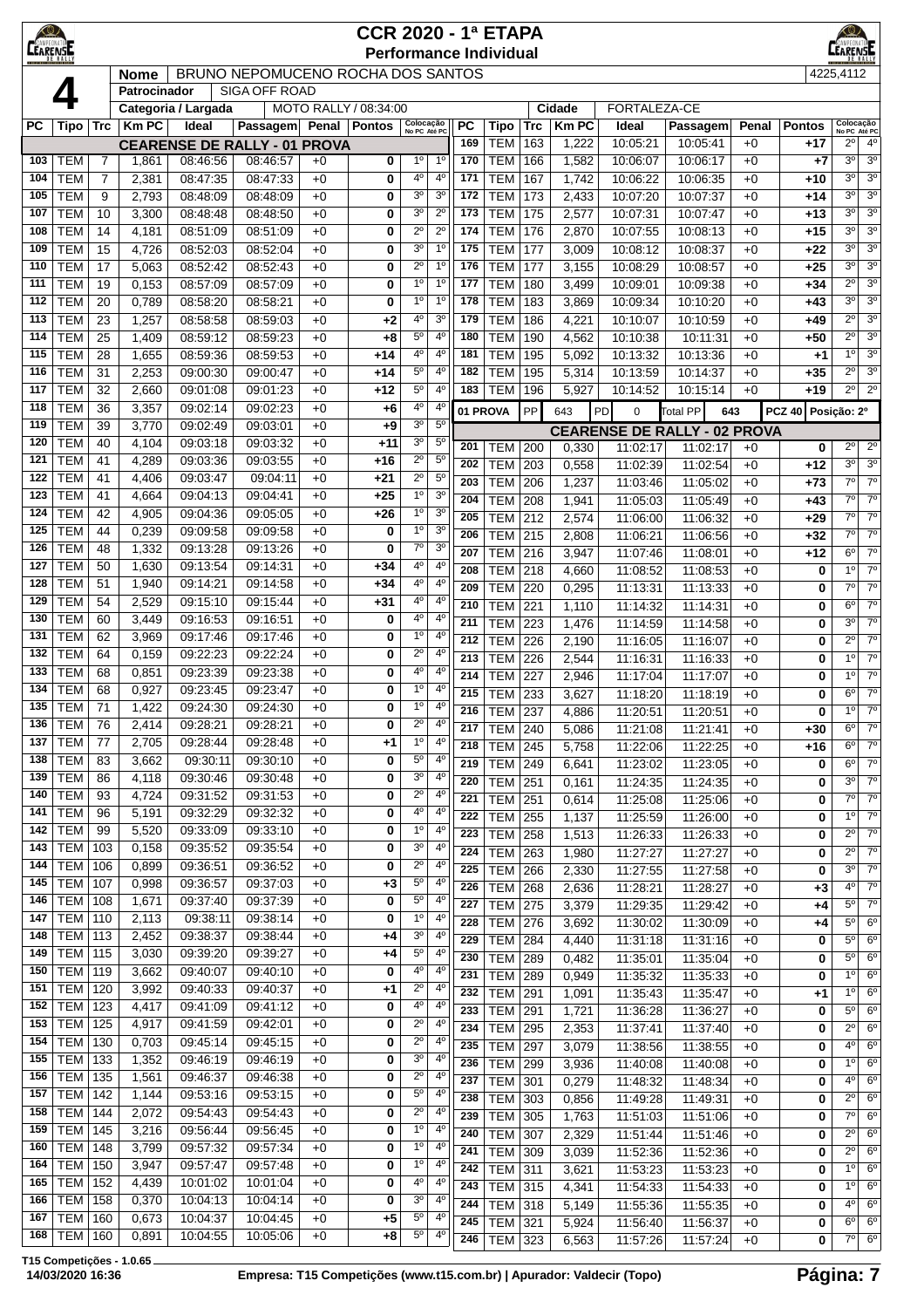# CCR 2020 - 1ª ETAPA

## Performance Individual

**4**

| | |
|---|---|
| **Nome** | BRUNO NEPOMUCENO ROCHA DOS SANTOS |
| **Patrocinador** | SIGA OFF ROAD |
| **Categoria / Largada** | MOTO RALLY / 08:34:00 |
| **Cidade** | FORTALEZA-CE |

4225,4112

### CEARENSE DE RALLY - 01 PROVA

| PC | Tipo | Trc | Km PC | Ideal | Passagem | Penal | Pontos | Colocação No PC | Colocação Até PC |
|---|---|---|---|---|---|---|---|---|---|
| 103 | TEM | 7 | 1,861 | 08:46:56 | 08:46:57 | +0 | 0 | 1º | 1º |
| 104 | TEM | 7 | 2,381 | 08:47:35 | 08:47:33 | +0 | 0 | 4º | 4º |
| 105 | TEM | 9 | 2,793 | 08:48:09 | 08:48:09 | +0 | 0 | 3º | 3º |
| 107 | TEM | 10 | 3,300 | 08:48:48 | 08:48:50 | +0 | 0 | 3º | 2º |
| 108 | TEM | 14 | 4,181 | 08:51:09 | 08:51:09 | +0 | 0 | 2º | 2º |
| 109 | TEM | 15 | 4,726 | 08:52:03 | 08:52:04 | +0 | 0 | 3º | 1º |
| 110 | TEM | 17 | 5,063 | 08:52:42 | 08:52:43 | +0 | 0 | 2º | 1º |
| 111 | TEM | 19 | 0,153 | 08:57:09 | 08:57:09 | +0 | 0 | 1º | 1º |
| 112 | TEM | 20 | 0,789 | 08:58:20 | 08:58:21 | +0 | 0 | 1º | 1º |
| 113 | TEM | 23 | 1,257 | 08:58:58 | 08:59:03 | +0 | +2 | 4º | 3º |
| 114 | TEM | 25 | 1,409 | 08:59:12 | 08:59:23 | +0 | +8 | 5º | 4º |
| 115 | TEM | 28 | 1,655 | 08:59:36 | 08:59:53 | +0 | +14 | 4º | 4º |
| 116 | TEM | 31 | 2,253 | 09:00:30 | 09:00:47 | +0 | +14 | 5º | 4º |
| 117 | TEM | 32 | 2,660 | 09:01:08 | 09:01:23 | +0 | +12 | 5º | 4º |
| 118 | TEM | 36 | 3,357 | 09:02:14 | 09:02:23 | +0 | +6 | 4º | 4º |
| 119 | TEM | 39 | 3,770 | 09:02:49 | 09:03:01 | +0 | +9 | 3º | 5º |
| 120 | TEM | 40 | 4,104 | 09:03:18 | 09:03:32 | +0 | +11 | 3º | 5º |
| 121 | TEM | 41 | 4,289 | 09:03:36 | 09:03:55 | +0 | +16 | 2º | 5º |
| 122 | TEM | 41 | 4,406 | 09:03:47 | 09:04:11 | +0 | +21 | 2º | 5º |
| 123 | TEM | 41 | 4,664 | 09:04:13 | 09:04:41 | +0 | +25 | 1º | 3º |
| 124 | TEM | 42 | 4,905 | 09:04:36 | 09:05:05 | +0 | +26 | 1º | 3º |
| 125 | TEM | 44 | 0,239 | 09:09:58 | 09:09:58 | +0 | 0 | 1º | 3º |
| 126 | TEM | 48 | 1,332 | 09:13:28 | 09:13:26 | +0 | 0 | 7º | 3º |
| 127 | TEM | 50 | 1,630 | 09:13:54 | 09:14:31 | +0 | +34 | 4º | 4º |
| 128 | TEM | 51 | 1,940 | 09:14:21 | 09:14:58 | +0 | +34 | 4º | 4º |
| 129 | TEM | 54 | 2,529 | 09:15:10 | 09:15:44 | +0 | +31 | 4º | 4º |
| 130 | TEM | 60 | 3,449 | 09:16:53 | 09:16:51 | +0 | 0 | 4º | 4º |
| 131 | TEM | 62 | 3,969 | 09:17:46 | 09:17:46 | +0 | 0 | 1º | 4º |
| 132 | TEM | 64 | 0,159 | 09:22:23 | 09:22:24 | +0 | 0 | 2º | 4º |
| 133 | TEM | 68 | 0,851 | 09:23:39 | 09:23:38 | +0 | 0 | 4º | 4º |
| 134 | TEM | 68 | 0,927 | 09:23:45 | 09:23:47 | +0 | 0 | 1º | 4º |
| 135 | TEM | 71 | 1,422 | 09:24:30 | 09:24:30 | +0 | 0 | 1º | 4º |
| 136 | TEM | 76 | 2,414 | 09:28:21 | 09:28:21 | +0 | 0 | 2º | 4º |
| 137 | TEM | 77 | 2,705 | 09:28:44 | 09:28:48 | +0 | +1 | 1º | 4º |
| 138 | TEM | 83 | 3,662 | 09:30:11 | 09:30:10 | +0 | 0 | 5º | 4º |
| 139 | TEM | 86 | 4,118 | 09:30:46 | 09:30:48 | +0 | 0 | 3º | 4º |
| 140 | TEM | 93 | 4,724 | 09:31:52 | 09:31:53 | +0 | 0 | 2º | 4º |
| 141 | TEM | 96 | 5,191 | 09:32:29 | 09:32:32 | +0 | 0 | 4º | 4º |
| 142 | TEM | 99 | 5,520 | 09:33:09 | 09:33:10 | +0 | 0 | 1º | 4º |
| 143 | TEM | 103 | 0,158 | 09:35:52 | 09:35:54 | +0 | 0 | 3º | 4º |
| 144 | TEM | 106 | 0,899 | 09:36:51 | 09:36:52 | +0 | 0 | 2º | 4º |
| 145 | TEM | 107 | 0,998 | 09:36:57 | 09:37:03 | +0 | +3 | 5º | 4º |
| 146 | TEM | 108 | 1,671 | 09:37:40 | 09:37:39 | +0 | 0 | 5º | 4º |
| 147 | TEM | 110 | 2,113 | 09:38:11 | 09:38:14 | +0 | 0 | 1º | 4º |
| 148 | TEM | 113 | 2,452 | 09:38:37 | 09:38:44 | +0 | +4 | 3º | 4º |
| 149 | TEM | 115 | 3,030 | 09:39:20 | 09:39:27 | +0 | +4 | 5º | 4º |
| 150 | TEM | 119 | 3,662 | 09:40:07 | 09:40:10 | +0 | 0 | 4º | 4º |
| 151 | TEM | 120 | 3,992 | 09:40:33 | 09:40:37 | +0 | +1 | 2º | 4º |
| 152 | TEM | 123 | 4,417 | 09:41:09 | 09:41:12 | +0 | 0 | 4º | 4º |
| 153 | TEM | 125 | 4,917 | 09:41:59 | 09:42:01 | +0 | 0 | 2º | 4º |
| 154 | TEM | 130 | 0,703 | 09:45:14 | 09:45:15 | +0 | 0 | 2º | 4º |
| 155 | TEM | 133 | 1,352 | 09:46:19 | 09:46:19 | +0 | 0 | 3º | 4º |
| 156 | TEM | 135 | 1,561 | 09:46:37 | 09:46:38 | +0 | 0 | 2º | 4º |
| 157 | TEM | 142 | 1,144 | 09:53:16 | 09:53:15 | +0 | 0 | 5º | 4º |
| 158 | TEM | 144 | 2,072 | 09:54:43 | 09:54:43 | +0 | 0 | 2º | 4º |
| 159 | TEM | 145 | 3,216 | 09:56:44 | 09:56:45 | +0 | 0 | 1º | 4º |
| 160 | TEM | 148 | 3,799 | 09:57:32 | 09:57:34 | +0 | 0 | 1º | 4º |
| 164 | TEM | 150 | 3,947 | 09:57:47 | 09:57:48 | +0 | 0 | 1º | 4º |
| 165 | TEM | 152 | 4,439 | 10:01:02 | 10:01:04 | +0 | 0 | 4º | 4º |
| 166 | TEM | 158 | 0,370 | 10:04:13 | 10:04:14 | +0 | 0 | 3º | 4º |
| 167 | TEM | 160 | 0,673 | 10:04:37 | 10:04:45 | +0 | +5 | 5º | 4º |
| 168 | TEM | 160 | 0,891 | 10:04:55 | 10:05:06 | +0 | +8 | 5º | 4º |
| 169 | TEM | 163 | 1,222 | 10:05:21 | 10:05:41 | +0 | +17 | 2º | 4º |
| 170 | TEM | 166 | 1,582 | 10:06:07 | 10:06:17 | +0 | +7 | 3º | 3º |
| 171 | TEM | 167 | 1,742 | 10:06:22 | 10:06:35 | +0 | +10 | 3º | 3º |
| 172 | TEM | 173 | 2,433 | 10:07:20 | 10:07:37 | +0 | +14 | 3º | 3º |
| 173 | TEM | 175 | 2,577 | 10:07:31 | 10:07:47 | +0 | +13 | 3º | 3º |
| 174 | TEM | 176 | 2,870 | 10:07:55 | 10:08:13 | +0 | +15 | 3º | 3º |
| 175 | TEM | 177 | 3,009 | 10:08:12 | 10:08:37 | +0 | +22 | 3º | 3º |
| 176 | TEM | 177 | 3,155 | 10:08:29 | 10:08:57 | +0 | +25 | 3º | 3º |
| 177 | TEM | 180 | 3,499 | 10:09:01 | 10:09:38 | +0 | +34 | 2º | 3º |
| 178 | TEM | 183 | 3,869 | 10:09:34 | 10:10:20 | +0 | +43 | 3º | 3º |
| 179 | TEM | 186 | 4,221 | 10:10:07 | 10:10:59 | +0 | +49 | 2º | 3º |
| 180 | TEM | 190 | 4,562 | 10:10:38 | 10:11:31 | +0 | +50 | 2º | 3º |
| 181 | TEM | 195 | 5,092 | 10:13:32 | 10:13:36 | +0 | +1 | 1º | 3º |
| 182 | TEM | 195 | 5,314 | 10:13:59 | 10:14:37 | +0 | +35 | 2º | 3º |
| 183 | TEM | 196 | 5,927 | 10:14:52 | 10:15:14 | +0 | +19 | 2º | 2º |

**01 PROVA** | PP 643 | PD 0 | Total PP 643 | PCZ 40 | Posição: 2º

### CEARENSE DE RALLY - 02 PROVA

| PC | Tipo | Trc | Km PC | Ideal | Passagem | Penal | Pontos | Colocação No PC | Colocação Até PC |
|---|---|---|---|---|---|---|---|---|---|
| 201 | TEM | 200 | 0,330 | 11:02:17 | 11:02:17 | +0 | 0 | 2º | 2º |
| 202 | TEM | 203 | 0,558 | 11:02:39 | 11:02:54 | +0 | +12 | 3º | 3º |
| 203 | TEM | 206 | 1,237 | 11:03:46 | 11:05:02 | +0 | +73 | 7º | 7º |
| 204 | TEM | 208 | 1,941 | 11:05:03 | 11:05:49 | +0 | +43 | 7º | 7º |
| 205 | TEM | 212 | 2,574 | 11:06:00 | 11:06:32 | +0 | +29 | 7º | 7º |
| 206 | TEM | 215 | 2,808 | 11:06:21 | 11:06:56 | +0 | +32 | 7º | 7º |
| 207 | TEM | 216 | 3,947 | 11:07:46 | 11:08:01 | +0 | +12 | 6º | 7º |
| 208 | TEM | 218 | 4,660 | 11:08:52 | 11:08:53 | +0 | 0 | 1º | 7º |
| 209 | TEM | 220 | 0,295 | 11:13:31 | 11:13:33 | +0 | 0 | 7º | 7º |
| 210 | TEM | 221 | 1,110 | 11:14:32 | 11:14:31 | +0 | 0 | 6º | 7º |
| 211 | TEM | 223 | 1,476 | 11:14:59 | 11:14:58 | +0 | 0 | 3º | 7º |
| 212 | TEM | 226 | 2,190 | 11:16:05 | 11:16:07 | +0 | 0 | 2º | 7º |
| 213 | TEM | 226 | 2,544 | 11:16:31 | 11:16:33 | +0 | 0 | 1º | 7º |
| 214 | TEM | 227 | 2,946 | 11:17:04 | 11:17:07 | +0 | 0 | 1º | 7º |
| 215 | TEM | 233 | 3,627 | 11:18:20 | 11:18:19 | +0 | 0 | 6º | 7º |
| 216 | TEM | 237 | 4,886 | 11:20:51 | 11:20:51 | +0 | 0 | 1º | 7º |
| 217 | TEM | 240 | 5,086 | 11:21:08 | 11:21:41 | +0 | +30 | 6º | 7º |
| 218 | TEM | 245 | 5,758 | 11:22:06 | 11:22:25 | +0 | +16 | 6º | 7º |
| 219 | TEM | 249 | 6,641 | 11:23:02 | 11:23:05 | +0 | 0 | 6º | 7º |
| 220 | TEM | 251 | 0,161 | 11:24:35 | 11:24:35 | +0 | 0 | 3º | 7º |
| 221 | TEM | 251 | 0,614 | 11:25:08 | 11:25:06 | +0 | 0 | 7º | 7º |
| 222 | TEM | 255 | 1,137 | 11:25:59 | 11:26:00 | +0 | 0 | 1º | 7º |
| 223 | TEM | 258 | 1,513 | 11:26:33 | 11:26:33 | +0 | 0 | 2º | 7º |
| 224 | TEM | 263 | 1,980 | 11:27:27 | 11:27:27 | +0 | 0 | 2º | 7º |
| 225 | TEM | 266 | 2,330 | 11:27:55 | 11:27:58 | +0 | 0 | 3º | 7º |
| 226 | TEM | 268 | 2,636 | 11:28:21 | 11:28:27 | +0 | +3 | 4º | 7º |
| 227 | TEM | 275 | 3,379 | 11:29:35 | 11:29:42 | +0 | +4 | 5º | 7º |
| 228 | TEM | 276 | 3,692 | 11:30:02 | 11:30:09 | +0 | +4 | 5º | 6º |
| 229 | TEM | 284 | 4,440 | 11:31:18 | 11:31:16 | +0 | 0 | 5º | 6º |
| 230 | TEM | 289 | 0,482 | 11:35:01 | 11:35:04 | +0 | 0 | 5º | 6º |
| 231 | TEM | 289 | 0,949 | 11:35:32 | 11:35:33 | +0 | 0 | 1º | 6º |
| 232 | TEM | 291 | 1,091 | 11:35:43 | 11:35:47 | +0 | +1 | 1º | 6º |
| 233 | TEM | 291 | 1,721 | 11:36:28 | 11:36:27 | +0 | 0 | 5º | 6º |
| 234 | TEM | 295 | 2,353 | 11:37:41 | 11:37:40 | +0 | 0 | 2º | 6º |
| 235 | TEM | 297 | 3,079 | 11:38:56 | 11:38:55 | +0 | 0 | 4º | 6º |
| 236 | TEM | 299 | 3,936 | 11:40:08 | 11:40:08 | +0 | 0 | 1º | 6º |
| 237 | TEM | 301 | 0,279 | 11:48:32 | 11:48:34 | +0 | 0 | 4º | 6º |
| 238 | TEM | 303 | 0,856 | 11:49:28 | 11:49:31 | +0 | 0 | 2º | 6º |
| 239 | TEM | 305 | 1,763 | 11:51:03 | 11:51:06 | +0 | 0 | 7º | 6º |
| 240 | TEM | 307 | 2,329 | 11:51:44 | 11:51:46 | +0 | 0 | 2º | 6º |
| 241 | TEM | 309 | 3,039 | 11:52:36 | 11:52:36 | +0 | 0 | 2º | 6º |
| 242 | TEM | 311 | 3,621 | 11:53:23 | 11:53:23 | +0 | 0 | 1º | 6º |
| 243 | TEM | 315 | 4,341 | 11:54:33 | 11:54:33 | +0 | 0 | 1º | 6º |
| 244 | TEM | 318 | 5,149 | 11:55:36 | 11:55:35 | +0 | 0 | 4º | 6º |
| 245 | TEM | 321 | 5,924 | 11:56:40 | 11:56:37 | +0 | 0 | 6º | 6º |
| 246 | TEM | 323 | 6,563 | 11:57:26 | 11:57:24 | +0 | 0 | 7º | 6º |

T15 Competições - 1.0.65
14/03/2020 16:36 — Empresa: T15 Competições (www.t15.com.br) | Apurador: Valdecir (Topo)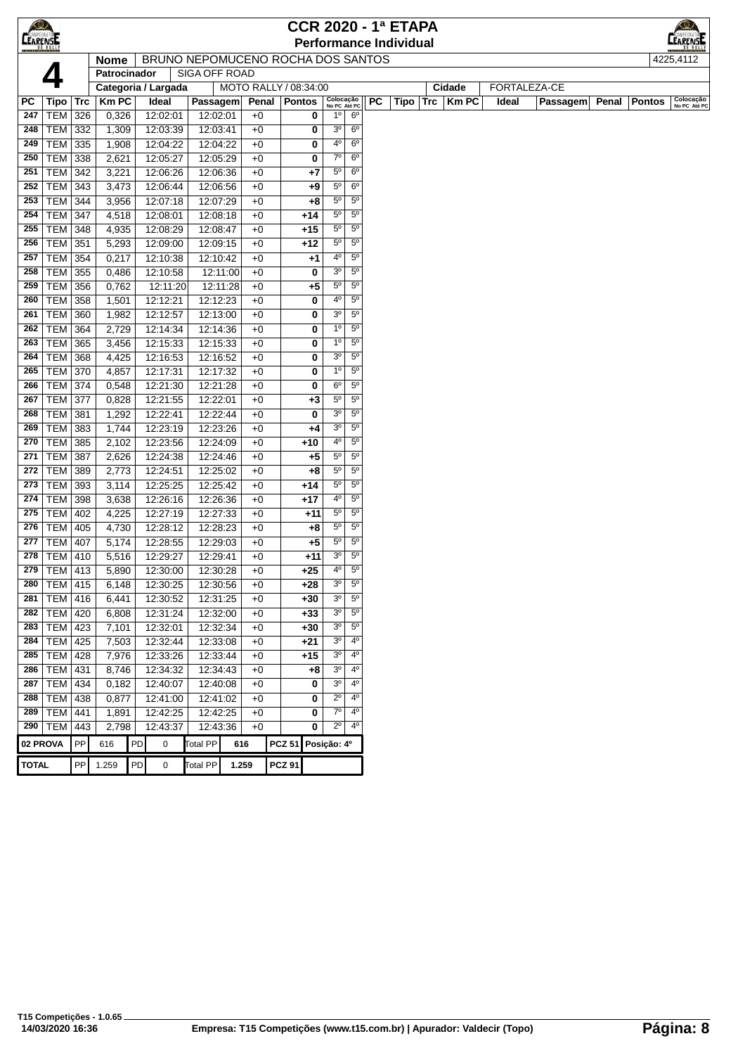# CCR 2020 - 1ª ETAPA

## Performance Individual

| | | |
|---|---|---|
| **4** | **Nome** | BRUNO NEPOMUCENO ROCHA DOS SANTOS — 4225,4112 |
| | **Patrocinador** | SIGA OFF ROAD |
| | **Categoria / Largada** | MOTO RALLY / 08:34:00 — **Cidade** FORTALEZA-CE |

| PC | Tipo | Trc | Km PC | Ideal | Passagem | Penal | Pontos | Colocação No PC | Colocação Até PC |
|---|---|---|---|---|---|---|---|---|---|
| 247 | TEM | 326 | 0,326 | 12:02:01 | 12:02:01 | +0 | 0 | 1º | 6º |
| 248 | TEM | 332 | 1,309 | 12:03:39 | 12:03:41 | +0 | 0 | 3º | 6º |
| 249 | TEM | 335 | 1,908 | 12:04:22 | 12:04:22 | +0 | 0 | 4º | 6º |
| 250 | TEM | 338 | 2,621 | 12:05:27 | 12:05:29 | +0 | 0 | 7º | 6º |
| 251 | TEM | 342 | 3,221 | 12:06:26 | 12:06:36 | +0 | +7 | 5º | 6º |
| 252 | TEM | 343 | 3,473 | 12:06:44 | 12:06:56 | +0 | +9 | 5º | 6º |
| 253 | TEM | 344 | 3,956 | 12:07:18 | 12:07:29 | +0 | +8 | 5º | 5º |
| 254 | TEM | 347 | 4,518 | 12:08:01 | 12:08:18 | +0 | +14 | 5º | 5º |
| 255 | TEM | 348 | 4,935 | 12:08:29 | 12:08:47 | +0 | +15 | 5º | 5º |
| 256 | TEM | 351 | 5,293 | 12:09:00 | 12:09:15 | +0 | +12 | 5º | 5º |
| 257 | TEM | 354 | 0,217 | 12:10:38 | 12:10:42 | +0 | +1 | 4º | 5º |
| 258 | TEM | 355 | 0,486 | 12:10:58 | 12:11:00 | +0 | 0 | 3º | 5º |
| 259 | TEM | 356 | 0,762 | 12:11:20 | 12:11:28 | +0 | +5 | 5º | 5º |
| 260 | TEM | 358 | 1,501 | 12:12:21 | 12:12:23 | +0 | 0 | 4º | 5º |
| 261 | TEM | 360 | 1,982 | 12:12:57 | 12:13:00 | +0 | 0 | 3º | 5º |
| 262 | TEM | 364 | 2,729 | 12:14:34 | 12:14:36 | +0 | 0 | 1º | 5º |
| 263 | TEM | 365 | 3,456 | 12:15:33 | 12:15:33 | +0 | 0 | 1º | 5º |
| 264 | TEM | 368 | 4,425 | 12:16:53 | 12:16:52 | +0 | 0 | 3º | 5º |
| 265 | TEM | 370 | 4,857 | 12:17:31 | 12:17:32 | +0 | 0 | 1º | 5º |
| 266 | TEM | 374 | 0,548 | 12:21:30 | 12:21:28 | +0 | 0 | 6º | 5º |
| 267 | TEM | 377 | 0,828 | 12:21:55 | 12:22:01 | +0 | +3 | 5º | 5º |
| 268 | TEM | 381 | 1,292 | 12:22:41 | 12:22:44 | +0 | 0 | 3º | 5º |
| 269 | TEM | 383 | 1,744 | 12:23:19 | 12:23:26 | +0 | +4 | 3º | 5º |
| 270 | TEM | 385 | 2,102 | 12:23:56 | 12:24:09 | +0 | +10 | 4º | 5º |
| 271 | TEM | 387 | 2,626 | 12:24:38 | 12:24:46 | +0 | +5 | 5º | 5º |
| 272 | TEM | 389 | 2,773 | 12:24:51 | 12:25:02 | +0 | +8 | 5º | 5º |
| 273 | TEM | 393 | 3,114 | 12:25:25 | 12:25:42 | +0 | +14 | 5º | 5º |
| 274 | TEM | 398 | 3,638 | 12:26:16 | 12:26:36 | +0 | +17 | 4º | 5º |
| 275 | TEM | 402 | 4,225 | 12:27:19 | 12:27:33 | +0 | +11 | 5º | 5º |
| 276 | TEM | 405 | 4,730 | 12:28:12 | 12:28:23 | +0 | +8 | 5º | 5º |
| 277 | TEM | 407 | 5,174 | 12:28:55 | 12:29:03 | +0 | +5 | 5º | 5º |
| 278 | TEM | 410 | 5,516 | 12:29:27 | 12:29:41 | +0 | +11 | 3º | 5º |
| 279 | TEM | 413 | 5,890 | 12:30:00 | 12:30:28 | +0 | +25 | 4º | 5º |
| 280 | TEM | 415 | 6,148 | 12:30:25 | 12:30:56 | +0 | +28 | 3º | 5º |
| 281 | TEM | 416 | 6,441 | 12:30:52 | 12:31:25 | +0 | +30 | 3º | 5º |
| 282 | TEM | 420 | 6,808 | 12:31:24 | 12:32:00 | +0 | +33 | 3º | 5º |
| 283 | TEM | 423 | 7,101 | 12:32:01 | 12:32:34 | +0 | +30 | 3º | 5º |
| 284 | TEM | 425 | 7,503 | 12:32:44 | 12:33:08 | +0 | +21 | 3º | 4º |
| 285 | TEM | 428 | 7,976 | 12:33:26 | 12:33:44 | +0 | +15 | 3º | 4º |
| 286 | TEM | 431 | 8,746 | 12:34:32 | 12:34:43 | +0 | +8 | 3º | 4º |
| 287 | TEM | 434 | 0,182 | 12:40:07 | 12:40:08 | +0 | 0 | 3º | 4º |
| 288 | TEM | 438 | 0,877 | 12:41:00 | 12:41:02 | +0 | 0 | 2º | 4º |
| 289 | TEM | 441 | 1,891 | 12:42:25 | 12:42:25 | +0 | 0 | 7º | 4º |
| 290 | TEM | 443 | 2,798 | 12:43:37 | 12:43:36 | +0 | 0 | 2º | 4º |

| | PP | | PD | | Total PP | | PCZ | Posição |
|---|---|---|---|---|---|---|---|---|
| 02 PROVA | PP | 616 | PD | 0 | Total PP | 616 | PCZ 51 | Posição: 4º |
| TOTAL | PP | 1.259 | PD | 0 | Total PP | 1.259 | PCZ 91 | |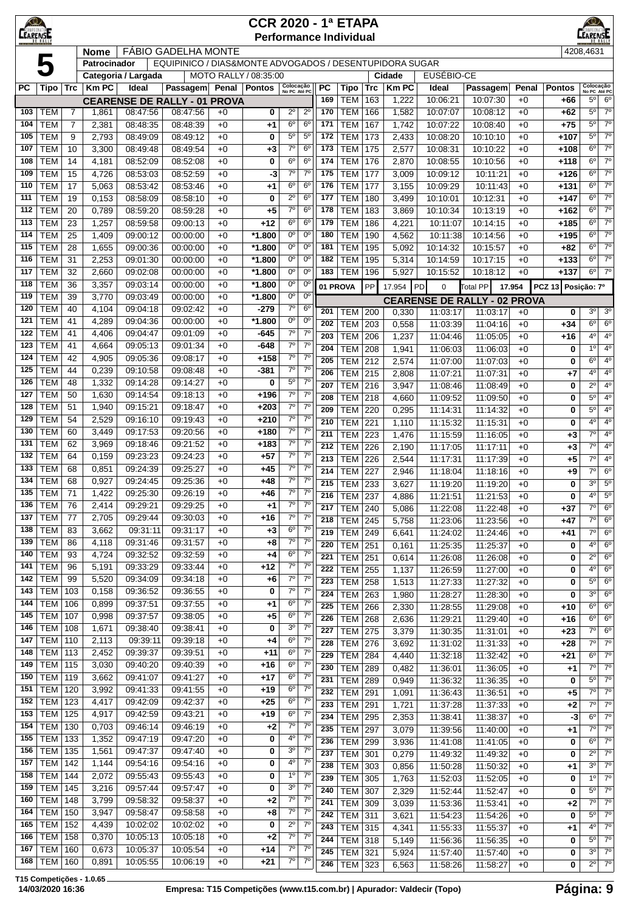# CCR 2020 - 1ª ETAPA

## Performance Individual

**5**

| Nome | FÁBIO GADELHA MONTE | | 4208,4631 |
|---|---|---|---|
| Patrocinador | EQUIPINICO / DIAS&MONTE ADVOGADOS / DESENTUPIDORA SUGAR | | |
| Categoria / Largada | MOTO RALLY / 08:35:00 | Cidade | EUSÉBIO-CE |

### CEARENSE DE RALLY - 01 PROVA

| PC | Tipo | Trc | Km PC | Ideal | Passagem | Penal | Pontos | Colocação No PC | Colocação Até PC |
|---|---|---|---|---|---|---|---|---|---|
| 103 | TEM | 7 | 1,861 | 08:47:56 | 08:47:56 | +0 | 0 | 2º | 2º |
| 104 | TEM | 7 | 2,381 | 08:48:35 | 08:48:39 | +0 | +1 | 6º | 6º |
| 105 | TEM | 9 | 2,793 | 08:49:09 | 08:49:12 | +0 | 0 | 5º | 5º |
| 107 | TEM | 10 | 3,300 | 08:49:48 | 08:49:54 | +0 | +3 | 7º | 6º |
| 108 | TEM | 14 | 4,181 | 08:52:09 | 08:52:08 | +0 | 0 | 6º | 6º |
| 109 | TEM | 15 | 4,726 | 08:53:03 | 08:52:59 | +0 | -3 | 7º | 7º |
| 110 | TEM | 17 | 5,063 | 08:53:42 | 08:53:46 | +0 | +1 | 6º | 6º |
| 111 | TEM | 19 | 0,153 | 08:58:09 | 08:58:10 | +0 | 0 | 2º | 6º |
| 112 | TEM | 20 | 0,789 | 08:59:20 | 08:59:28 | +0 | +5 | 7º | 6º |
| 113 | TEM | 23 | 1,257 | 08:59:58 | 09:00:13 | +0 | +12 | 6º | 6º |
| 114 | TEM | 25 | 1,409 | 09:00:12 | 00:00:00 | +0 | *1.800 | 0º | 0º |
| 115 | TEM | 28 | 1,655 | 09:00:36 | 00:00:00 | +0 | *1.800 | 0º | 0º |
| 116 | TEM | 31 | 2,253 | 09:01:30 | 00:00:00 | +0 | *1.800 | 0º | 0º |
| 117 | TEM | 32 | 2,660 | 09:02:08 | 00:00:00 | +0 | *1.800 | 0º | 0º |
| 118 | TEM | 36 | 3,357 | 09:03:14 | 00:00:00 | +0 | *1.800 | 0º | 0º |
| 119 | TEM | 39 | 3,770 | 09:03:49 | 00:00:00 | +0 | *1.800 | 0º | 0º |
| 120 | TEM | 40 | 4,104 | 09:04:18 | 09:02:42 | +0 | -279 | 7º | 6º |
| 121 | TEM | 41 | 4,289 | 09:04:36 | 00:00:00 | +0 | *1.800 | 0º | 0º |
| 122 | TEM | 41 | 4,406 | 09:04:47 | 09:01:09 | +0 | -645 | 7º | 7º |
| 123 | TEM | 41 | 4,664 | 09:05:13 | 09:01:34 | +0 | -648 | 7º | 7º |
| 124 | TEM | 42 | 4,905 | 09:05:36 | 09:08:17 | +0 | +158 | 7º | 7º |
| 125 | TEM | 44 | 0,239 | 09:10:58 | 09:08:48 | +0 | -381 | 7º | 7º |
| 126 | TEM | 48 | 1,332 | 09:14:28 | 09:14:27 | +0 | 0 | 5º | 7º |
| 127 | TEM | 50 | 1,630 | 09:14:54 | 09:18:13 | +0 | +196 | 7º | 7º |
| 128 | TEM | 51 | 1,940 | 09:15:21 | 09:18:47 | +0 | +203 | 7º | 7º |
| 129 | TEM | 54 | 2,529 | 09:16:10 | 09:19:43 | +0 | +210 | 7º | 7º |
| 130 | TEM | 60 | 3,449 | 09:17:53 | 09:20:56 | +0 | +180 | 7º | 7º |
| 131 | TEM | 62 | 3,969 | 09:18:46 | 09:21:52 | +0 | +183 | 7º | 7º |
| 132 | TEM | 64 | 0,159 | 09:23:23 | 09:24:23 | +0 | +57 | 7º | 7º |
| 133 | TEM | 68 | 0,851 | 09:24:39 | 09:25:27 | +0 | +45 | 7º | 7º |
| 134 | TEM | 68 | 0,927 | 09:24:45 | 09:25:36 | +0 | +48 | 7º | 7º |
| 135 | TEM | 71 | 1,422 | 09:25:30 | 09:26:19 | +0 | +46 | 7º | 7º |
| 136 | TEM | 76 | 2,414 | 09:29:21 | 09:29:25 | +0 | +1 | 7º | 7º |
| 137 | TEM | 77 | 2,705 | 09:29:44 | 09:30:03 | +0 | +16 | 7º | 7º |
| 138 | TEM | 83 | 3,662 | 09:31:11 | 09:31:17 | +0 | +3 | 6º | 7º |
| 139 | TEM | 86 | 4,118 | 09:31:46 | 09:31:57 | +0 | +8 | 7º | 7º |
| 140 | TEM | 93 | 4,724 | 09:32:52 | 09:32:59 | +0 | +4 | 6º | 7º |
| 141 | TEM | 96 | 5,191 | 09:33:29 | 09:33:44 | +0 | +12 | 7º | 7º |
| 142 | TEM | 99 | 5,520 | 09:34:09 | 09:34:18 | +0 | +6 | 7º | 7º |
| 143 | TEM | 103 | 0,158 | 09:36:52 | 09:36:55 | +0 | 0 | 7º | 7º |
| 144 | TEM | 106 | 0,899 | 09:37:51 | 09:37:55 | +0 | +1 | 6º | 7º |
| 145 | TEM | 107 | 0,998 | 09:37:57 | 09:38:05 | +0 | +5 | 6º | 7º |
| 146 | TEM | 108 | 1,671 | 09:38:40 | 09:38:41 | +0 | 0 | 3º | 7º |
| 147 | TEM | 110 | 2,113 | 09:39:11 | 09:39:18 | +0 | +4 | 6º | 7º |
| 148 | TEM | 113 | 2,452 | 09:39:37 | 09:39:51 | +0 | +11 | 6º | 7º |
| 149 | TEM | 115 | 3,030 | 09:40:20 | 09:40:39 | +0 | +16 | 6º | 7º |
| 150 | TEM | 119 | 3,662 | 09:41:07 | 09:41:27 | +0 | +17 | 6º | 7º |
| 151 | TEM | 120 | 3,992 | 09:41:33 | 09:41:55 | +0 | +19 | 6º | 7º |
| 152 | TEM | 123 | 4,417 | 09:42:09 | 09:42:37 | +0 | +25 | 6º | 7º |
| 153 | TEM | 125 | 4,917 | 09:42:59 | 09:43:21 | +0 | +19 | 6º | 7º |
| 154 | TEM | 130 | 0,703 | 09:46:14 | 09:46:19 | +0 | +2 | 7º | 7º |
| 155 | TEM | 133 | 1,352 | 09:47:19 | 09:47:20 | +0 | 0 | 4º | 7º |
| 156 | TEM | 135 | 1,561 | 09:47:37 | 09:47:40 | +0 | 0 | 3º | 7º |
| 157 | TEM | 142 | 1,144 | 09:54:16 | 09:54:16 | +0 | 0 | 4º | 7º |
| 158 | TEM | 144 | 2,072 | 09:55:43 | 09:55:43 | +0 | 0 | 1º | 7º |
| 159 | TEM | 145 | 3,216 | 09:57:44 | 09:57:47 | +0 | 0 | 3º | 7º |
| 160 | TEM | 148 | 3,799 | 09:58:32 | 09:58:37 | +0 | +2 | 7º | 7º |
| 164 | TEM | 150 | 3,947 | 09:58:47 | 09:58:58 | +0 | +8 | 7º | 7º |
| 165 | TEM | 152 | 4,439 | 10:02:02 | 10:02:02 | +0 | 0 | 2º | 7º |
| 166 | TEM | 158 | 0,370 | 10:05:13 | 10:05:18 | +0 | +2 | 7º | 7º |
| 167 | TEM | 160 | 0,673 | 10:05:37 | 10:05:54 | +0 | +14 | 7º | 7º |
| 168 | TEM | 160 | 0,891 | 10:05:55 | 10:06:19 | +0 | +21 | 7º | 7º |
| 169 | TEM | 163 | 1,222 | 10:06:21 | 10:07:30 | +0 | +66 | 5º | 6º |
| 170 | TEM | 166 | 1,582 | 10:07:07 | 10:08:12 | +0 | +62 | 5º | 7º |
| 171 | TEM | 167 | 1,742 | 10:07:22 | 10:08:40 | +0 | +75 | 5º | 7º |
| 172 | TEM | 173 | 2,433 | 10:08:20 | 10:10:10 | +0 | +107 | 5º | 7º |
| 173 | TEM | 175 | 2,577 | 10:08:31 | 10:10:22 | +0 | +108 | 6º | 7º |
| 174 | TEM | 176 | 2,870 | 10:08:55 | 10:10:56 | +0 | +118 | 6º | 7º |
| 175 | TEM | 177 | 3,009 | 10:09:12 | 10:11:21 | +0 | +126 | 6º | 7º |
| 176 | TEM | 177 | 3,155 | 10:09:29 | 10:11:43 | +0 | +131 | 6º | 7º |
| 177 | TEM | 180 | 3,499 | 10:10:01 | 10:12:31 | +0 | +147 | 6º | 7º |
| 178 | TEM | 183 | 3,869 | 10:10:34 | 10:13:19 | +0 | +162 | 6º | 7º |
| 179 | TEM | 186 | 4,221 | 10:11:07 | 10:14:15 | +0 | +185 | 6º | 7º |
| 180 | TEM | 190 | 4,562 | 10:11:38 | 10:14:56 | +0 | +195 | 6º | 7º |
| 181 | TEM | 195 | 5,092 | 10:14:32 | 10:15:57 | +0 | +82 | 6º | 7º |
| 182 | TEM | 195 | 5,314 | 10:14:59 | 10:17:15 | +0 | +133 | 6º | 7º |
| 183 | TEM | 196 | 5,927 | 10:15:52 | 10:18:12 | +0 | +137 | 6º | 7º |

**01 PROVA** | PP 17.954 | PD 0 | Total PP 17.954 | PCZ 13 | Posição: 7º

### CEARENSE DE RALLY - 02 PROVA

| PC | Tipo | Trc | Km PC | Ideal | Passagem | Penal | Pontos | Colocação No PC | Colocação Até PC |
|---|---|---|---|---|---|---|---|---|---|
| 201 | TEM | 200 | 0,330 | 11:03:17 | 11:03:17 | +0 | 0 | 3º | 3º |
| 202 | TEM | 203 | 0,558 | 11:03:39 | 11:04:16 | +0 | +34 | 6º | 6º |
| 203 | TEM | 206 | 1,237 | 11:04:46 | 11:05:05 | +0 | +16 | 4º | 4º |
| 204 | TEM | 208 | 1,941 | 11:06:03 | 11:06:03 | +0 | 0 | 1º | 4º |
| 205 | TEM | 212 | 2,574 | 11:07:00 | 11:07:03 | +0 | 0 | 6º | 4º |
| 206 | TEM | 215 | 2,808 | 11:07:21 | 11:07:31 | +0 | +7 | 4º | 4º |
| 207 | TEM | 216 | 3,947 | 11:08:46 | 11:08:49 | +0 | 0 | 2º | 4º |
| 208 | TEM | 218 | 4,660 | 11:09:52 | 11:09:50 | +0 | 0 | 5º | 4º |
| 209 | TEM | 220 | 0,295 | 11:14:31 | 11:14:32 | +0 | 0 | 5º | 4º |
| 210 | TEM | 221 | 1,110 | 11:15:32 | 11:15:31 | +0 | 0 | 4º | 4º |
| 211 | TEM | 223 | 1,476 | 11:15:59 | 11:16:05 | +0 | +3 | 7º | 4º |
| 212 | TEM | 226 | 2,190 | 11:17:05 | 11:17:11 | +0 | +3 | 7º | 4º |
| 213 | TEM | 226 | 2,544 | 11:17:31 | 11:17:39 | +0 | +5 | 7º | 4º |
| 214 | TEM | 227 | 2,946 | 11:18:04 | 11:18:16 | +0 | +9 | 7º | 6º |
| 215 | TEM | 233 | 3,627 | 11:19:20 | 11:19:20 | +0 | 0 | 3º | 5º |
| 216 | TEM | 237 | 4,886 | 11:21:51 | 11:21:53 | +0 | 0 | 4º | 5º |
| 217 | TEM | 240 | 5,086 | 11:22:08 | 11:22:48 | +0 | +37 | 7º | 6º |
| 218 | TEM | 245 | 5,758 | 11:23:06 | 11:23:56 | +0 | +47 | 7º | 6º |
| 219 | TEM | 249 | 6,641 | 11:24:02 | 11:24:46 | +0 | +41 | 7º | 6º |
| 220 | TEM | 251 | 0,161 | 11:25:35 | 11:25:37 | +0 | 0 | 4º | 6º |
| 221 | TEM | 251 | 0,614 | 11:26:08 | 11:26:08 | +0 | 0 | 2º | 6º |
| 222 | TEM | 255 | 1,137 | 11:26:59 | 11:27:00 | +0 | 0 | 4º | 6º |
| 223 | TEM | 258 | 1,513 | 11:27:33 | 11:27:32 | +0 | 0 | 5º | 6º |
| 224 | TEM | 263 | 1,980 | 11:28:27 | 11:28:30 | +0 | 0 | 3º | 6º |
| 225 | TEM | 266 | 2,330 | 11:28:55 | 11:29:08 | +0 | +10 | 6º | 6º |
| 226 | TEM | 268 | 2,636 | 11:29:21 | 11:29:40 | +0 | +16 | 6º | 6º |
| 227 | TEM | 275 | 3,379 | 11:30:35 | 11:31:01 | +0 | +23 | 7º | 6º |
| 228 | TEM | 276 | 3,692 | 11:31:02 | 11:31:33 | +0 | +28 | 7º | 7º |
| 229 | TEM | 284 | 4,440 | 11:32:18 | 11:32:42 | +0 | +21 | 6º | 7º |
| 230 | TEM | 289 | 0,482 | 11:36:01 | 11:36:05 | +0 | +1 | 7º | 7º |
| 231 | TEM | 289 | 0,949 | 11:36:32 | 11:36:35 | +0 | 0 | 5º | 7º |
| 232 | TEM | 291 | 1,091 | 11:36:43 | 11:36:51 | +0 | +5 | 7º | 7º |
| 233 | TEM | 291 | 1,721 | 11:37:28 | 11:37:33 | +0 | +2 | 7º | 7º |
| 234 | TEM | 295 | 2,353 | 11:38:41 | 11:38:37 | +0 | -3 | 6º | 7º |
| 235 | TEM | 297 | 3,079 | 11:39:56 | 11:40:00 | +0 | +1 | 7º | 7º |
| 236 | TEM | 299 | 3,936 | 11:41:08 | 11:41:05 | +0 | 0 | 6º | 7º |
| 237 | TEM | 301 | 0,279 | 11:49:32 | 11:49:32 | +0 | 0 | 2º | 7º |
| 238 | TEM | 303 | 0,856 | 11:50:28 | 11:50:32 | +0 | +1 | 3º | 7º |
| 239 | TEM | 305 | 1,763 | 11:52:03 | 11:52:05 | +0 | 0 | 1º | 7º |
| 240 | TEM | 307 | 2,329 | 11:52:44 | 11:52:47 | +0 | 0 | 5º | 7º |
| 241 | TEM | 309 | 3,039 | 11:53:36 | 11:53:41 | +0 | +2 | 7º | 7º |
| 242 | TEM | 311 | 3,621 | 11:54:23 | 11:54:26 | +0 | 0 | 5º | 7º |
| 243 | TEM | 315 | 4,341 | 11:55:33 | 11:55:37 | +0 | +1 | 4º | 7º |
| 244 | TEM | 318 | 5,149 | 11:56:36 | 11:56:35 | +0 | 0 | 5º | 7º |
| 245 | TEM | 321 | 5,924 | 11:57:40 | 11:57:40 | +0 | 0 | 3º | 7º |
| 246 | TEM | 323 | 6,563 | 11:58:26 | 11:58:27 | +0 | 0 | 2º | 7º |

T15 Competições - 1.0.65
14/03/2020 16:36 — Empresa: T15 Competições (www.t15.com.br) | Apurador: Valdecir (Topo)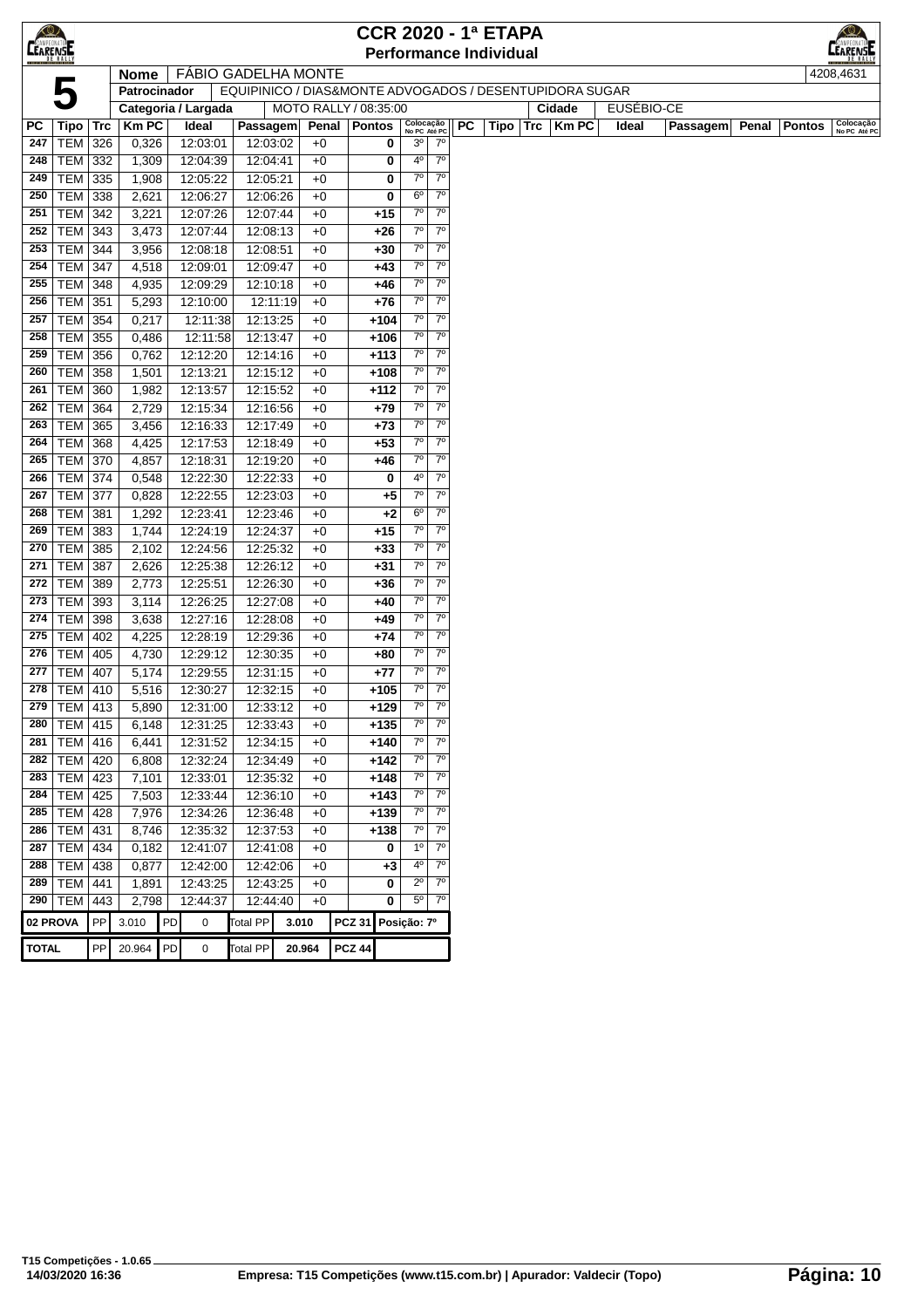# CCR 2020 - 1ª ETAPA

## Performance Individual

**5**

| Nome | FÁBIO GADELHA MONTE | 4208,4631 |
|---|---|---|
| Patrocinador | EQUIPINICO / DIAS&MONTE ADVOGADOS / DESENTUPIDORA SUGAR | |
| Categoria / Largada | MOTO RALLY / 08:35:00 | Cidade: EUSÉBIO-CE |

| PC | Tipo | Trc | Km PC | Ideal | Passagem | Penal | Pontos | Colocação No PC | Colocação Até PC |
|---|---|---|---|---|---|---|---|---|---|
| 247 | TEM | 326 | 0,326 | 12:03:01 | 12:03:02 | +0 | 0 | 3º | 7º |
| 248 | TEM | 332 | 1,309 | 12:04:39 | 12:04:41 | +0 | 0 | 4º | 7º |
| 249 | TEM | 335 | 1,908 | 12:05:22 | 12:05:21 | +0 | 0 | 7º | 7º |
| 250 | TEM | 338 | 2,621 | 12:06:27 | 12:06:26 | +0 | 0 | 6º | 7º |
| 251 | TEM | 342 | 3,221 | 12:07:26 | 12:07:44 | +0 | +15 | 7º | 7º |
| 252 | TEM | 343 | 3,473 | 12:07:44 | 12:08:13 | +0 | +26 | 7º | 7º |
| 253 | TEM | 344 | 3,956 | 12:08:18 | 12:08:51 | +0 | +30 | 7º | 7º |
| 254 | TEM | 347 | 4,518 | 12:09:01 | 12:09:47 | +0 | +43 | 7º | 7º |
| 255 | TEM | 348 | 4,935 | 12:09:29 | 12:10:18 | +0 | +46 | 7º | 7º |
| 256 | TEM | 351 | 5,293 | 12:10:00 | 12:11:19 | +0 | +76 | 7º | 7º |
| 257 | TEM | 354 | 0,217 | 12:11:38 | 12:13:25 | +0 | +104 | 7º | 7º |
| 258 | TEM | 355 | 0,486 | 12:11:58 | 12:13:47 | +0 | +106 | 7º | 7º |
| 259 | TEM | 356 | 0,762 | 12:12:20 | 12:14:16 | +0 | +113 | 7º | 7º |
| 260 | TEM | 358 | 1,501 | 12:13:21 | 12:15:12 | +0 | +108 | 7º | 7º |
| 261 | TEM | 360 | 1,982 | 12:13:57 | 12:15:52 | +0 | +112 | 7º | 7º |
| 262 | TEM | 364 | 2,729 | 12:15:34 | 12:16:56 | +0 | +79 | 7º | 7º |
| 263 | TEM | 365 | 3,456 | 12:16:33 | 12:17:49 | +0 | +73 | 7º | 7º |
| 264 | TEM | 368 | 4,425 | 12:17:53 | 12:18:49 | +0 | +53 | 7º | 7º |
| 265 | TEM | 370 | 4,857 | 12:18:31 | 12:19:20 | +0 | +46 | 7º | 7º |
| 266 | TEM | 374 | 0,548 | 12:22:30 | 12:22:33 | +0 | 0 | 4º | 7º |
| 267 | TEM | 377 | 0,828 | 12:22:55 | 12:23:03 | +0 | +5 | 7º | 7º |
| 268 | TEM | 381 | 1,292 | 12:23:41 | 12:23:46 | +0 | +2 | 6º | 7º |
| 269 | TEM | 383 | 1,744 | 12:24:19 | 12:24:37 | +0 | +15 | 7º | 7º |
| 270 | TEM | 385 | 2,102 | 12:24:56 | 12:25:32 | +0 | +33 | 7º | 7º |
| 271 | TEM | 387 | 2,626 | 12:25:38 | 12:26:12 | +0 | +31 | 7º | 7º |
| 272 | TEM | 389 | 2,773 | 12:25:51 | 12:26:30 | +0 | +36 | 7º | 7º |
| 273 | TEM | 393 | 3,114 | 12:26:25 | 12:27:08 | +0 | +40 | 7º | 7º |
| 274 | TEM | 398 | 3,638 | 12:27:16 | 12:28:08 | +0 | +49 | 7º | 7º |
| 275 | TEM | 402 | 4,225 | 12:28:19 | 12:29:36 | +0 | +74 | 7º | 7º |
| 276 | TEM | 405 | 4,730 | 12:29:12 | 12:30:35 | +0 | +80 | 7º | 7º |
| 277 | TEM | 407 | 5,174 | 12:29:55 | 12:31:15 | +0 | +77 | 7º | 7º |
| 278 | TEM | 410 | 5,516 | 12:30:27 | 12:32:15 | +0 | +105 | 7º | 7º |
| 279 | TEM | 413 | 5,890 | 12:31:00 | 12:33:12 | +0 | +129 | 7º | 7º |
| 280 | TEM | 415 | 6,148 | 12:31:25 | 12:33:43 | +0 | +135 | 7º | 7º |
| 281 | TEM | 416 | 6,441 | 12:31:52 | 12:34:15 | +0 | +140 | 7º | 7º |
| 282 | TEM | 420 | 6,808 | 12:32:24 | 12:34:49 | +0 | +142 | 7º | 7º |
| 283 | TEM | 423 | 7,101 | 12:33:01 | 12:35:32 | +0 | +148 | 7º | 7º |
| 284 | TEM | 425 | 7,503 | 12:33:44 | 12:36:10 | +0 | +143 | 7º | 7º |
| 285 | TEM | 428 | 7,976 | 12:34:26 | 12:36:48 | +0 | +139 | 7º | 7º |
| 286 | TEM | 431 | 8,746 | 12:35:32 | 12:37:53 | +0 | +138 | 7º | 7º |
| 287 | TEM | 434 | 0,182 | 12:41:07 | 12:41:08 | +0 | 0 | 1º | 7º |
| 288 | TEM | 438 | 0,877 | 12:42:00 | 12:42:06 | +0 | +3 | 4º | 7º |
| 289 | TEM | 441 | 1,891 | 12:43:25 | 12:43:25 | +0 | 0 | 2º | 7º |
| 290 | TEM | 443 | 2,798 | 12:44:37 | 12:44:40 | +0 | 0 | 5º | 7º |

| | PP | | PD | | Total PP | | | |
|---|---|---|---|---|---|---|---|---|
| 02 PROVA | PP | 3.010 | PD | 0 | Total PP | 3.010 | PCZ 31 | Posição: 7º |
| TOTAL | PP | 20.964 | PD | 0 | Total PP | 20.964 | PCZ 44 | |

T15 Competições - 1.0.65
14/03/2020 16:36 — Empresa: T15 Competições (www.t15.com.br) | Apurador: Valdecir (Topo)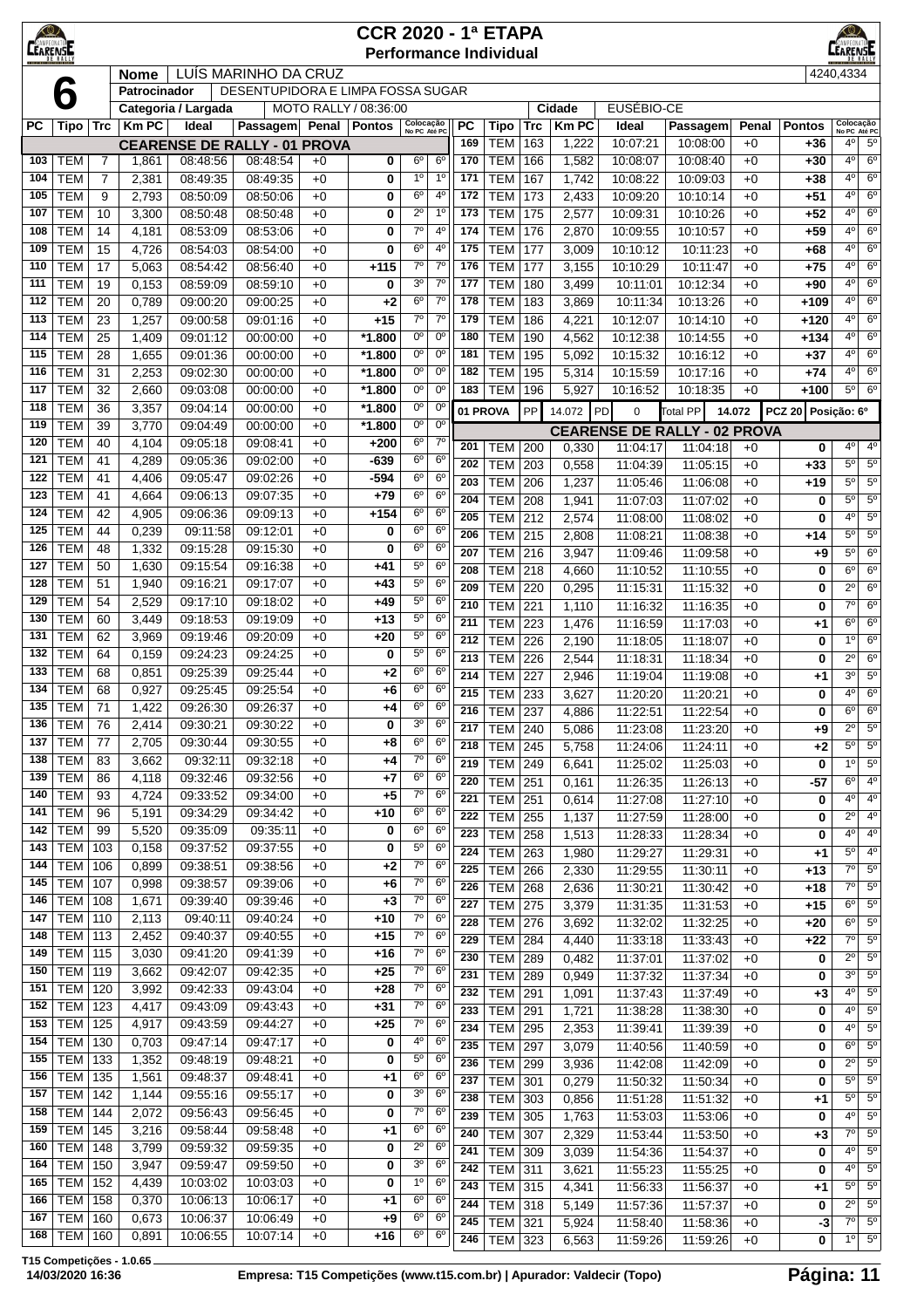# CCR 2020 - 1ª ETAPA

## Performance Individual

**6**

| | |
|---|---|
| Nome | LUÍS MARINHO DA CRUZ |
| Patrocinador | DESENTUPIDORA E LIMPA FOSSA SUGAR |
| Categoria / Largada | MOTO RALLY / 08:36:00 |
| Cidade | EUSÉBIO-CE |

4240,4334

### CEARENSE DE RALLY - 01 PROVA

| PC | Tipo | Trc | Km PC | Ideal | Passagem | Penal | Pontos | Colocação No PC | Colocação Até PC |
|---|---|---|---|---|---|---|---|---|---|
| 103 | TEM | 7 | 1,861 | 08:48:56 | 08:48:54 | +0 | 0 | 6º | 6º |
| 104 | TEM | 7 | 2,381 | 08:49:35 | 08:49:35 | +0 | 0 | 1º | 1º |
| 105 | TEM | 9 | 2,793 | 08:50:09 | 08:50:06 | +0 | 0 | 6º | 4º |
| 107 | TEM | 10 | 3,300 | 08:50:48 | 08:50:48 | +0 | 0 | 2º | 1º |
| 108 | TEM | 14 | 4,181 | 08:53:09 | 08:53:06 | +0 | 0 | 7º | 4º |
| 109 | TEM | 15 | 4,726 | 08:54:03 | 08:54:00 | +0 | 0 | 6º | 4º |
| 110 | TEM | 17 | 5,063 | 08:54:42 | 08:56:40 | +0 | +115 | 7º | 7º |
| 111 | TEM | 19 | 0,153 | 08:59:09 | 08:59:10 | +0 | 0 | 3º | 7º |
| 112 | TEM | 20 | 0,789 | 09:00:20 | 09:00:25 | +0 | +2 | 6º | 7º |
| 113 | TEM | 23 | 1,257 | 09:00:58 | 09:01:16 | +0 | +15 | 7º | 7º |
| 114 | TEM | 25 | 1,409 | 09:01:12 | 00:00:00 | +0 | *1.800 | 0º | 0º |
| 115 | TEM | 28 | 1,655 | 09:01:36 | 00:00:00 | +0 | *1.800 | 0º | 0º |
| 116 | TEM | 31 | 2,253 | 09:02:30 | 00:00:00 | +0 | *1.800 | 0º | 0º |
| 117 | TEM | 32 | 2,660 | 09:03:08 | 00:00:00 | +0 | *1.800 | 0º | 0º |
| 118 | TEM | 36 | 3,357 | 09:04:14 | 00:00:00 | +0 | *1.800 | 0º | 0º |
| 119 | TEM | 39 | 3,770 | 09:04:49 | 00:00:00 | +0 | *1.800 | 0º | 0º |
| 120 | TEM | 40 | 4,104 | 09:05:18 | 09:08:41 | +0 | +200 | 6º | 7º |
| 121 | TEM | 41 | 4,289 | 09:05:36 | 09:02:00 | +0 | -639 | 6º | 6º |
| 122 | TEM | 41 | 4,406 | 09:05:47 | 09:02:26 | +0 | -594 | 6º | 6º |
| 123 | TEM | 41 | 4,664 | 09:06:13 | 09:07:35 | +0 | +79 | 6º | 6º |
| 124 | TEM | 42 | 4,905 | 09:06:36 | 09:09:13 | +0 | +154 | 6º | 6º |
| 125 | TEM | 44 | 0,239 | 09:11:58 | 09:12:01 | +0 | 0 | 6º | 6º |
| 126 | TEM | 48 | 1,332 | 09:15:28 | 09:15:30 | +0 | 0 | 6º | 6º |
| 127 | TEM | 50 | 1,630 | 09:15:54 | 09:16:38 | +0 | +41 | 5º | 6º |
| 128 | TEM | 51 | 1,940 | 09:16:21 | 09:17:07 | +0 | +43 | 5º | 6º |
| 129 | TEM | 54 | 2,529 | 09:17:10 | 09:18:02 | +0 | +49 | 5º | 6º |
| 130 | TEM | 60 | 3,449 | 09:18:53 | 09:19:09 | +0 | +13 | 5º | 6º |
| 131 | TEM | 62 | 3,969 | 09:19:46 | 09:20:09 | +0 | +20 | 5º | 6º |
| 132 | TEM | 64 | 0,159 | 09:24:23 | 09:24:25 | +0 | 0 | 5º | 6º |
| 133 | TEM | 68 | 0,851 | 09:25:39 | 09:25:44 | +0 | +2 | 6º | 6º |
| 134 | TEM | 68 | 0,927 | 09:25:45 | 09:25:54 | +0 | +6 | 6º | 6º |
| 135 | TEM | 71 | 1,422 | 09:26:30 | 09:26:37 | +0 | +4 | 6º | 6º |
| 136 | TEM | 76 | 2,414 | 09:30:21 | 09:30:22 | +0 | 0 | 3º | 6º |
| 137 | TEM | 77 | 2,705 | 09:30:44 | 09:30:55 | +0 | +8 | 6º | 6º |
| 138 | TEM | 83 | 3,662 | 09:32:11 | 09:32:18 | +0 | +4 | 7º | 6º |
| 139 | TEM | 86 | 4,118 | 09:32:46 | 09:32:56 | +0 | +7 | 6º | 6º |
| 140 | TEM | 93 | 4,724 | 09:33:52 | 09:34:00 | +0 | +5 | 7º | 6º |
| 141 | TEM | 96 | 5,191 | 09:34:29 | 09:34:42 | +0 | +10 | 6º | 6º |
| 142 | TEM | 99 | 5,520 | 09:35:09 | 09:35:11 | +0 | 0 | 6º | 6º |
| 143 | TEM | 103 | 0,158 | 09:37:52 | 09:37:55 | +0 | 0 | 5º | 6º |
| 144 | TEM | 106 | 0,899 | 09:38:51 | 09:38:56 | +0 | +2 | 7º | 6º |
| 145 | TEM | 107 | 0,998 | 09:38:57 | 09:39:06 | +0 | +6 | 7º | 6º |
| 146 | TEM | 108 | 1,671 | 09:39:40 | 09:39:46 | +0 | +3 | 7º | 6º |
| 147 | TEM | 110 | 2,113 | 09:40:11 | 09:40:24 | +0 | +10 | 7º | 6º |
| 148 | TEM | 113 | 2,452 | 09:40:37 | 09:40:55 | +0 | +15 | 7º | 6º |
| 149 | TEM | 115 | 3,030 | 09:41:20 | 09:41:39 | +0 | +16 | 7º | 6º |
| 150 | TEM | 119 | 3,662 | 09:42:07 | 09:42:35 | +0 | +25 | 7º | 6º |
| 151 | TEM | 120 | 3,992 | 09:42:33 | 09:43:04 | +0 | +28 | 7º | 6º |
| 152 | TEM | 123 | 4,417 | 09:43:09 | 09:43:43 | +0 | +31 | 7º | 6º |
| 153 | TEM | 125 | 4,917 | 09:43:59 | 09:44:27 | +0 | +25 | 7º | 6º |
| 154 | TEM | 130 | 0,703 | 09:47:14 | 09:47:17 | +0 | 0 | 4º | 6º |
| 155 | TEM | 133 | 1,352 | 09:48:19 | 09:48:21 | +0 | 0 | 5º | 6º |
| 156 | TEM | 135 | 1,561 | 09:48:37 | 09:48:41 | +0 | +1 | 6º | 6º |
| 157 | TEM | 142 | 1,144 | 09:55:16 | 09:55:17 | +0 | 0 | 3º | 6º |
| 158 | TEM | 144 | 2,072 | 09:56:43 | 09:56:45 | +0 | 0 | 7º | 6º |
| 159 | TEM | 145 | 3,216 | 09:58:44 | 09:58:48 | +0 | +1 | 6º | 6º |
| 160 | TEM | 148 | 3,799 | 09:59:32 | 09:59:35 | +0 | 0 | 2º | 6º |
| 164 | TEM | 150 | 3,947 | 09:59:47 | 09:59:50 | +0 | 0 | 3º | 6º |
| 165 | TEM | 152 | 4,439 | 10:03:02 | 10:03:03 | +0 | 0 | 1º | 6º |
| 166 | TEM | 158 | 0,370 | 10:06:13 | 10:06:17 | +0 | +1 | 6º | 6º |
| 167 | TEM | 160 | 0,673 | 10:06:37 | 10:06:49 | +0 | +9 | 6º | 6º |
| 168 | TEM | 160 | 0,891 | 10:06:55 | 10:07:14 | +0 | +16 | 6º | 6º |
| 169 | TEM | 163 | 1,222 | 10:07:21 | 10:08:00 | +0 | +36 | 4º | 5º |
| 170 | TEM | 166 | 1,582 | 10:08:07 | 10:08:40 | +0 | +30 | 4º | 6º |
| 171 | TEM | 167 | 1,742 | 10:08:22 | 10:09:03 | +0 | +38 | 4º | 6º |
| 172 | TEM | 173 | 2,433 | 10:09:20 | 10:10:14 | +0 | +51 | 4º | 6º |
| 173 | TEM | 175 | 2,577 | 10:09:31 | 10:10:26 | +0 | +52 | 4º | 6º |
| 174 | TEM | 176 | 2,870 | 10:09:55 | 10:10:57 | +0 | +59 | 4º | 6º |
| 175 | TEM | 177 | 3,009 | 10:10:12 | 10:11:23 | +0 | +68 | 4º | 6º |
| 176 | TEM | 177 | 3,155 | 10:10:29 | 10:11:47 | +0 | +75 | 4º | 6º |
| 177 | TEM | 180 | 3,499 | 10:11:01 | 10:12:34 | +0 | +90 | 4º | 6º |
| 178 | TEM | 183 | 3,869 | 10:11:34 | 10:13:26 | +0 | +109 | 4º | 6º |
| 179 | TEM | 186 | 4,221 | 10:12:07 | 10:14:10 | +0 | +120 | 4º | 6º |
| 180 | TEM | 190 | 4,562 | 10:12:38 | 10:14:55 | +0 | +134 | 4º | 6º |
| 181 | TEM | 195 | 5,092 | 10:15:32 | 10:16:12 | +0 | +37 | 4º | 6º |
| 182 | TEM | 195 | 5,314 | 10:15:59 | 10:17:16 | +0 | +74 | 4º | 6º |
| 183 | TEM | 196 | 5,927 | 10:16:52 | 10:18:35 | +0 | +100 | 5º | 6º |

01 PROVA | PP 14.072 | PD 0 | Total PP 14.072 | PCZ 20 | Posição: 6º

### CEARENSE DE RALLY - 02 PROVA

| PC | Tipo | Trc | Km PC | Ideal | Passagem | Penal | Pontos | Colocação No PC | Colocação Até PC |
|---|---|---|---|---|---|---|---|---|---|
| 201 | TEM | 200 | 0,330 | 11:04:17 | 11:04:18 | +0 | 0 | 4º | 4º |
| 202 | TEM | 203 | 0,558 | 11:04:39 | 11:05:15 | +0 | +33 | 5º | 5º |
| 203 | TEM | 206 | 1,237 | 11:05:46 | 11:06:08 | +0 | +19 | 5º | 5º |
| 204 | TEM | 208 | 1,941 | 11:07:03 | 11:07:02 | +0 | 0 | 5º | 5º |
| 205 | TEM | 212 | 2,574 | 11:08:00 | 11:08:02 | +0 | 0 | 4º | 5º |
| 206 | TEM | 215 | 2,808 | 11:08:21 | 11:08:38 | +0 | +14 | 5º | 5º |
| 207 | TEM | 216 | 3,947 | 11:09:46 | 11:09:58 | +0 | +9 | 5º | 6º |
| 208 | TEM | 218 | 4,660 | 11:10:52 | 11:10:55 | +0 | 0 | 6º | 6º |
| 209 | TEM | 220 | 0,295 | 11:15:31 | 11:15:32 | +0 | 0 | 2º | 6º |
| 210 | TEM | 221 | 1,110 | 11:16:32 | 11:16:35 | +0 | 0 | 7º | 6º |
| 211 | TEM | 223 | 1,476 | 11:16:59 | 11:17:03 | +0 | +1 | 6º | 6º |
| 212 | TEM | 226 | 2,190 | 11:18:05 | 11:18:07 | +0 | 0 | 1º | 6º |
| 213 | TEM | 226 | 2,544 | 11:18:31 | 11:18:34 | +0 | 0 | 2º | 6º |
| 214 | TEM | 227 | 2,946 | 11:19:04 | 11:19:08 | +0 | +1 | 3º | 5º |
| 215 | TEM | 233 | 3,627 | 11:20:20 | 11:20:21 | +0 | 0 | 4º | 6º |
| 216 | TEM | 237 | 4,886 | 11:22:51 | 11:22:54 | +0 | 0 | 6º | 6º |
| 217 | TEM | 240 | 5,086 | 11:23:08 | 11:23:20 | +0 | +9 | 2º | 5º |
| 218 | TEM | 245 | 5,758 | 11:24:06 | 11:24:11 | +0 | +2 | 5º | 5º |
| 219 | TEM | 249 | 6,641 | 11:25:02 | 11:25:03 | +0 | 0 | 1º | 5º |
| 220 | TEM | 251 | 0,161 | 11:26:35 | 11:26:13 | +0 | -57 | 6º | 4º |
| 221 | TEM | 251 | 0,614 | 11:27:08 | 11:27:10 | +0 | 0 | 4º | 4º |
| 222 | TEM | 255 | 1,137 | 11:27:59 | 11:28:00 | +0 | 0 | 2º | 4º |
| 223 | TEM | 258 | 1,513 | 11:28:33 | 11:28:34 | +0 | 0 | 4º | 4º |
| 224 | TEM | 263 | 1,980 | 11:29:27 | 11:29:31 | +0 | +1 | 5º | 4º |
| 225 | TEM | 266 | 2,330 | 11:29:55 | 11:30:11 | +0 | +13 | 7º | 5º |
| 226 | TEM | 268 | 2,636 | 11:30:21 | 11:30:42 | +0 | +18 | 7º | 5º |
| 227 | TEM | 275 | 3,379 | 11:31:35 | 11:31:53 | +0 | +15 | 6º | 5º |
| 228 | TEM | 276 | 3,692 | 11:32:02 | 11:32:25 | +0 | +20 | 6º | 5º |
| 229 | TEM | 284 | 4,440 | 11:33:18 | 11:33:43 | +0 | +22 | 7º | 5º |
| 230 | TEM | 289 | 0,482 | 11:37:01 | 11:37:02 | +0 | 0 | 2º | 5º |
| 231 | TEM | 289 | 0,949 | 11:37:32 | 11:37:34 | +0 | 0 | 3º | 5º |
| 232 | TEM | 291 | 1,091 | 11:37:43 | 11:37:49 | +0 | +3 | 4º | 5º |
| 233 | TEM | 291 | 1,721 | 11:38:28 | 11:38:30 | +0 | 0 | 4º | 5º |
| 234 | TEM | 295 | 2,353 | 11:39:41 | 11:39:39 | +0 | 0 | 4º | 5º |
| 235 | TEM | 297 | 3,079 | 11:40:56 | 11:40:59 | +0 | 0 | 6º | 5º |
| 236 | TEM | 299 | 3,936 | 11:42:08 | 11:42:09 | +0 | 0 | 2º | 5º |
| 237 | TEM | 301 | 0,279 | 11:50:32 | 11:50:34 | +0 | 0 | 5º | 5º |
| 238 | TEM | 303 | 0,856 | 11:51:28 | 11:51:32 | +0 | +1 | 5º | 5º |
| 239 | TEM | 305 | 1,763 | 11:53:03 | 11:53:06 | +0 | 0 | 4º | 5º |
| 240 | TEM | 307 | 2,329 | 11:53:44 | 11:53:50 | +0 | +3 | 7º | 5º |
| 241 | TEM | 309 | 3,039 | 11:54:36 | 11:54:37 | +0 | 0 | 4º | 5º |
| 242 | TEM | 311 | 3,621 | 11:55:23 | 11:55:25 | +0 | 0 | 4º | 5º |
| 243 | TEM | 315 | 4,341 | 11:56:33 | 11:56:37 | +0 | +1 | 5º | 5º |
| 244 | TEM | 318 | 5,149 | 11:57:36 | 11:57:37 | +0 | 0 | 2º | 5º |
| 245 | TEM | 321 | 5,924 | 11:58:40 | 11:58:36 | +0 | -3 | 7º | 5º |
| 246 | TEM | 323 | 6,563 | 11:59:26 | 11:59:26 | +0 | 0 | 1º | 5º |

T15 Competições - 1.0.65
14/03/2020 16:36 — Empresa: T15 Competições (www.t15.com.br) | Apurador: Valdecir (Topo)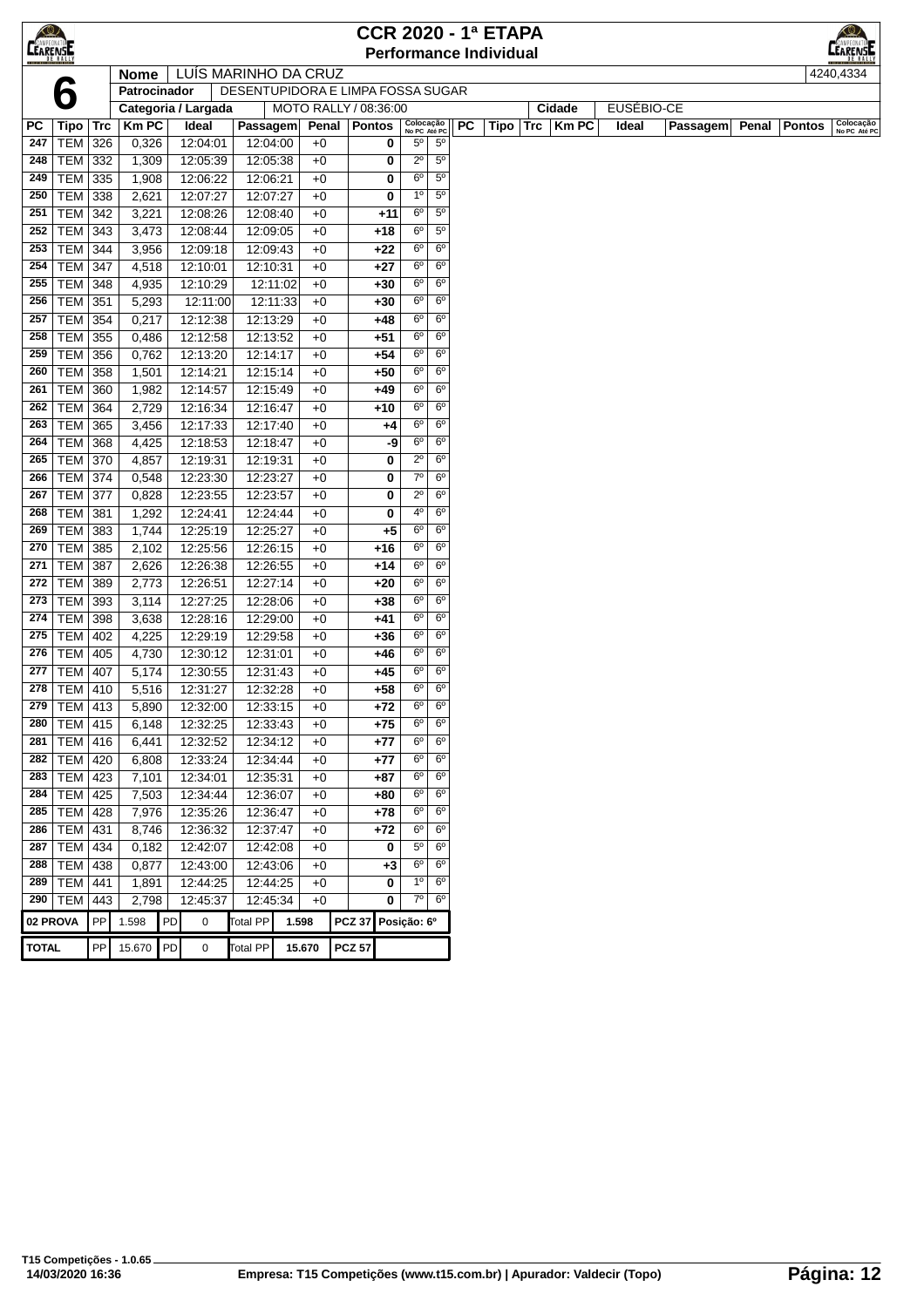# CCR 2020 - 1ª ETAPA
## Performance Individual

| | | |
|---|---|---|
| **6** | **Nome** | LUÍS MARINHO DA CRUZ | 4240,4334 |
| | **Patrocinador** | DESENTUPIDORA E LIMPA FOSSA SUGAR | |
| | **Categoria / Largada** | MOTO RALLY / 08:36:00 | **Cidade** EUSÉBIO-CE |

| PC | Tipo | Trc | Km PC | Ideal | Passagem | Penal | Pontos | Colocação No PC | Colocação Até PC |
|---|---|---|---|---|---|---|---|---|---|
| 247 | TEM | 326 | 0,326 | 12:04:01 | 12:04:00 | +0 | 0 | 5º | 5º |
| 248 | TEM | 332 | 1,309 | 12:05:39 | 12:05:38 | +0 | 0 | 2º | 5º |
| 249 | TEM | 335 | 1,908 | 12:06:22 | 12:06:21 | +0 | 0 | 6º | 5º |
| 250 | TEM | 338 | 2,621 | 12:07:27 | 12:07:27 | +0 | 0 | 1º | 5º |
| 251 | TEM | 342 | 3,221 | 12:08:26 | 12:08:40 | +0 | +11 | 6º | 5º |
| 252 | TEM | 343 | 3,473 | 12:08:44 | 12:09:05 | +0 | +18 | 6º | 5º |
| 253 | TEM | 344 | 3,956 | 12:09:18 | 12:09:43 | +0 | +22 | 6º | 6º |
| 254 | TEM | 347 | 4,518 | 12:10:01 | 12:10:31 | +0 | +27 | 6º | 6º |
| 255 | TEM | 348 | 4,935 | 12:10:29 | 12:11:02 | +0 | +30 | 6º | 6º |
| 256 | TEM | 351 | 5,293 | 12:11:00 | 12:11:33 | +0 | +30 | 6º | 6º |
| 257 | TEM | 354 | 0,217 | 12:12:38 | 12:13:29 | +0 | +48 | 6º | 6º |
| 258 | TEM | 355 | 0,486 | 12:12:58 | 12:13:52 | +0 | +51 | 6º | 6º |
| 259 | TEM | 356 | 0,762 | 12:13:20 | 12:14:17 | +0 | +54 | 6º | 6º |
| 260 | TEM | 358 | 1,501 | 12:14:21 | 12:15:14 | +0 | +50 | 6º | 6º |
| 261 | TEM | 360 | 1,982 | 12:14:57 | 12:15:49 | +0 | +49 | 6º | 6º |
| 262 | TEM | 364 | 2,729 | 12:16:34 | 12:16:47 | +0 | +10 | 6º | 6º |
| 263 | TEM | 365 | 3,456 | 12:17:33 | 12:17:40 | +0 | +4 | 6º | 6º |
| 264 | TEM | 368 | 4,425 | 12:18:53 | 12:18:47 | +0 | -9 | 6º | 6º |
| 265 | TEM | 370 | 4,857 | 12:19:31 | 12:19:31 | +0 | 0 | 2º | 6º |
| 266 | TEM | 374 | 0,548 | 12:23:30 | 12:23:27 | +0 | 0 | 7º | 6º |
| 267 | TEM | 377 | 0,828 | 12:23:55 | 12:23:57 | +0 | 0 | 2º | 6º |
| 268 | TEM | 381 | 1,292 | 12:24:41 | 12:24:44 | +0 | 0 | 4º | 6º |
| 269 | TEM | 383 | 1,744 | 12:25:19 | 12:25:27 | +0 | +5 | 6º | 6º |
| 270 | TEM | 385 | 2,102 | 12:25:56 | 12:26:15 | +0 | +16 | 6º | 6º |
| 271 | TEM | 387 | 2,626 | 12:26:38 | 12:26:55 | +0 | +14 | 6º | 6º |
| 272 | TEM | 389 | 2,773 | 12:26:51 | 12:27:14 | +0 | +20 | 6º | 6º |
| 273 | TEM | 393 | 3,114 | 12:27:25 | 12:28:06 | +0 | +38 | 6º | 6º |
| 274 | TEM | 398 | 3,638 | 12:28:16 | 12:29:00 | +0 | +41 | 6º | 6º |
| 275 | TEM | 402 | 4,225 | 12:29:19 | 12:29:58 | +0 | +36 | 6º | 6º |
| 276 | TEM | 405 | 4,730 | 12:30:12 | 12:31:01 | +0 | +46 | 6º | 6º |
| 277 | TEM | 407 | 5,174 | 12:30:55 | 12:31:43 | +0 | +45 | 6º | 6º |
| 278 | TEM | 410 | 5,516 | 12:31:27 | 12:32:28 | +0 | +58 | 6º | 6º |
| 279 | TEM | 413 | 5,890 | 12:32:00 | 12:33:15 | +0 | +72 | 6º | 6º |
| 280 | TEM | 415 | 6,148 | 12:32:25 | 12:33:43 | +0 | +75 | 6º | 6º |
| 281 | TEM | 416 | 6,441 | 12:32:52 | 12:34:12 | +0 | +77 | 6º | 6º |
| 282 | TEM | 420 | 6,808 | 12:33:24 | 12:34:44 | +0 | +77 | 6º | 6º |
| 283 | TEM | 423 | 7,101 | 12:34:01 | 12:35:31 | +0 | +87 | 6º | 6º |
| 284 | TEM | 425 | 7,503 | 12:34:44 | 12:36:07 | +0 | +80 | 6º | 6º |
| 285 | TEM | 428 | 7,976 | 12:35:26 | 12:36:47 | +0 | +78 | 6º | 6º |
| 286 | TEM | 431 | 8,746 | 12:36:32 | 12:37:47 | +0 | +72 | 6º | 6º |
| 287 | TEM | 434 | 0,182 | 12:42:07 | 12:42:08 | +0 | 0 | 5º | 6º |
| 288 | TEM | 438 | 0,877 | 12:43:00 | 12:43:06 | +0 | +3 | 6º | 6º |
| 289 | TEM | 441 | 1,891 | 12:44:25 | 12:44:25 | +0 | 0 | 1º | 6º |
| 290 | TEM | 443 | 2,798 | 12:45:37 | 12:45:34 | +0 | 0 | 7º | 6º |

| | | | | | | | | |
|---|---|---|---|---|---|---|---|---|
| **02 PROVA** | PP | 1.598 | PD | 0 | Total PP | 1.598 | PCZ 37 | Posição: 6º |
| **TOTAL** | PP | 15.670 | PD | 0 | Total PP | 15.670 | PCZ 57 | |

T15 Competições - 1.0.65
14/03/2020 16:36 — Empresa: T15 Competições (www.t15.com.br) | Apurador: Valdecir (Topo)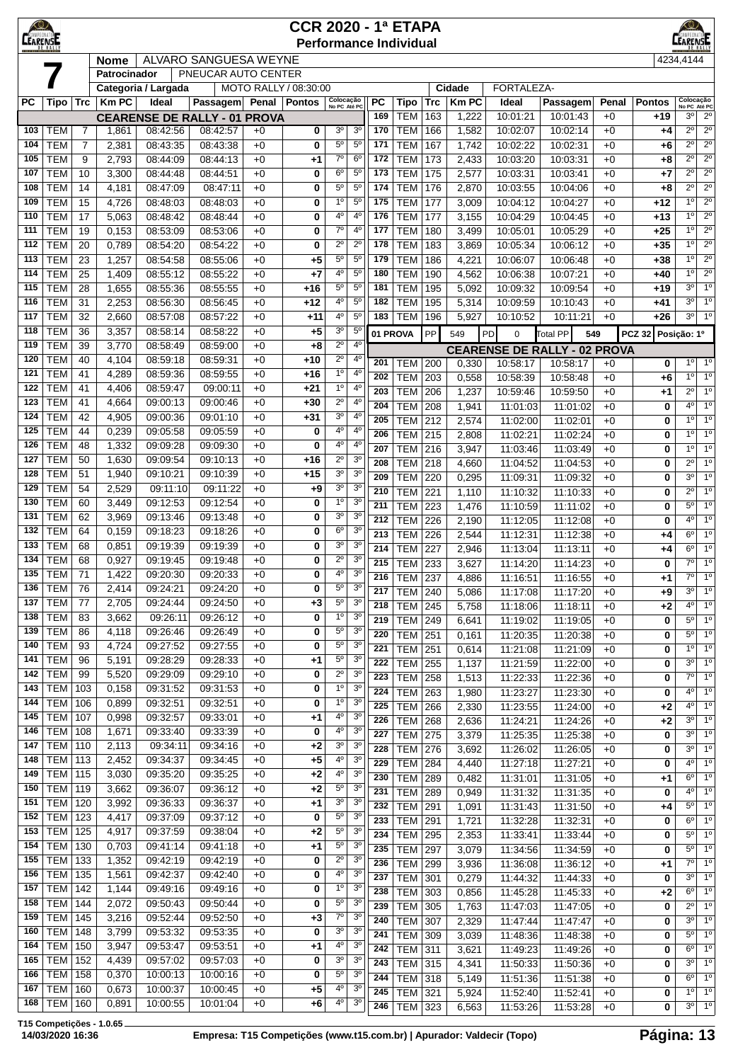# CCR 2020 - 1ª ETAPA

## Performance Individual

**7**

| Nome | ALVARO SANGUESA WEYNE | 4234,4144 |
|---|---|---|
| Patrocinador | PNEUCAR AUTO CENTER | |
| Categoria / Largada | MOTO RALLY / 08:30:00 | Cidade: FORTALEZA- |

| PC | Tipo | Trc | Km PC | Ideal | Passagem | Penal | Pontos | Colocação No PC | Colocação Até PC |
|---|---|---|---|---|---|---|---|---|---|
| **CEARENSE DE RALLY - 01 PROVA** | | | | | | | | | |
| 103 | TEM | 7 | 1,861 | 08:42:56 | 08:42:57 | +0 | 0 | 3º | 3º |
| 104 | TEM | 7 | 2,381 | 08:43:35 | 08:43:38 | +0 | 0 | 5º | 5º |
| 105 | TEM | 9 | 2,793 | 08:44:09 | 08:44:13 | +0 | +1 | 7º | 6º |
| 107 | TEM | 10 | 3,300 | 08:44:48 | 08:44:51 | +0 | 0 | 6º | 5º |
| 108 | TEM | 14 | 4,181 | 08:47:09 | 08:47:11 | +0 | 0 | 5º | 5º |
| 109 | TEM | 15 | 4,726 | 08:48:03 | 08:48:03 | +0 | 0 | 1º | 5º |
| 110 | TEM | 17 | 5,063 | 08:48:42 | 08:48:44 | +0 | 0 | 4º | 4º |
| 111 | TEM | 19 | 0,153 | 08:53:09 | 08:53:06 | +0 | 0 | 7º | 4º |
| 112 | TEM | 20 | 0,789 | 08:54:20 | 08:54:22 | +0 | 0 | 2º | 2º |
| 113 | TEM | 23 | 1,257 | 08:54:58 | 08:55:06 | +0 | +5 | 5º | 5º |
| 114 | TEM | 25 | 1,409 | 08:55:12 | 08:55:22 | +0 | +7 | 4º | 5º |
| 115 | TEM | 28 | 1,655 | 08:55:36 | 08:55:55 | +0 | +16 | 5º | 5º |
| 116 | TEM | 31 | 2,253 | 08:56:30 | 08:56:45 | +0 | +12 | 4º | 5º |
| 117 | TEM | 32 | 2,660 | 08:57:08 | 08:57:22 | +0 | +11 | 4º | 5º |
| 118 | TEM | 36 | 3,357 | 08:58:14 | 08:58:22 | +0 | +5 | 3º | 5º |
| 119 | TEM | 39 | 3,770 | 08:58:49 | 08:59:00 | +0 | +8 | 2º | 4º |
| 120 | TEM | 40 | 4,104 | 08:59:18 | 08:59:31 | +0 | +10 | 2º | 4º |
| 121 | TEM | 41 | 4,289 | 08:59:36 | 08:59:55 | +0 | +16 | 1º | 4º |
| 122 | TEM | 41 | 4,406 | 08:59:47 | 09:00:11 | +0 | +21 | 1º | 4º |
| 123 | TEM | 41 | 4,664 | 09:00:13 | 09:00:46 | +0 | +30 | 2º | 4º |
| 124 | TEM | 42 | 4,905 | 09:00:36 | 09:01:10 | +0 | +31 | 3º | 4º |
| 125 | TEM | 44 | 0,239 | 09:05:58 | 09:05:59 | +0 | 0 | 4º | 4º |
| 126 | TEM | 48 | 1,332 | 09:09:28 | 09:09:30 | +0 | 0 | 4º | 4º |
| 127 | TEM | 50 | 1,630 | 09:09:54 | 09:10:13 | +0 | +16 | 2º | 3º |
| 128 | TEM | 51 | 1,940 | 09:10:21 | 09:10:39 | +0 | +15 | 3º | 3º |
| 129 | TEM | 54 | 2,529 | 09:11:10 | 09:11:22 | +0 | +9 | 3º | 3º |
| 130 | TEM | 60 | 3,449 | 09:12:53 | 09:12:54 | +0 | 0 | 1º | 3º |
| 131 | TEM | 62 | 3,969 | 09:13:46 | 09:13:48 | +0 | 0 | 3º | 3º |
| 132 | TEM | 64 | 0,159 | 09:18:23 | 09:18:26 | +0 | 0 | 6º | 3º |
| 133 | TEM | 68 | 0,851 | 09:19:39 | 09:19:39 | +0 | 0 | 3º | 3º |
| 134 | TEM | 68 | 0,927 | 09:19:45 | 09:19:48 | +0 | 0 | 2º | 3º |
| 135 | TEM | 71 | 1,422 | 09:20:30 | 09:20:33 | +0 | 0 | 4º | 3º |
| 136 | TEM | 76 | 2,414 | 09:24:21 | 09:24:20 | +0 | 0 | 5º | 3º |
| 137 | TEM | 77 | 2,705 | 09:24:44 | 09:24:50 | +0 | +3 | 5º | 3º |
| 138 | TEM | 83 | 3,662 | 09:26:11 | 09:26:12 | +0 | 0 | 1º | 3º |
| 139 | TEM | 86 | 4,118 | 09:26:46 | 09:26:49 | +0 | 0 | 5º | 3º |
| 140 | TEM | 93 | 4,724 | 09:27:52 | 09:27:55 | +0 | 0 | 5º | 3º |
| 141 | TEM | 96 | 5,191 | 09:28:29 | 09:28:33 | +0 | +1 | 5º | 3º |
| 142 | TEM | 99 | 5,520 | 09:29:09 | 09:29:10 | +0 | 0 | 2º | 3º |
| 143 | TEM | 103 | 0,158 | 09:31:52 | 09:31:53 | +0 | 0 | 1º | 3º |
| 144 | TEM | 106 | 0,899 | 09:32:51 | 09:32:51 | +0 | 0 | 1º | 3º |
| 145 | TEM | 107 | 0,998 | 09:32:57 | 09:33:01 | +0 | +1 | 4º | 3º |
| 146 | TEM | 108 | 1,671 | 09:33:40 | 09:33:39 | +0 | 0 | 4º | 3º |
| 147 | TEM | 110 | 2,113 | 09:34:11 | 09:34:16 | +0 | +2 | 3º | 3º |
| 148 | TEM | 113 | 2,452 | 09:34:37 | 09:34:45 | +0 | +5 | 4º | 3º |
| 149 | TEM | 115 | 3,030 | 09:35:20 | 09:35:25 | +0 | +2 | 4º | 3º |
| 150 | TEM | 119 | 3,662 | 09:36:07 | 09:36:12 | +0 | +2 | 5º | 3º |
| 151 | TEM | 120 | 3,992 | 09:36:33 | 09:36:37 | +0 | +1 | 3º | 3º |
| 152 | TEM | 123 | 4,417 | 09:37:09 | 09:37:12 | +0 | 0 | 5º | 3º |
| 153 | TEM | 125 | 4,917 | 09:37:59 | 09:38:04 | +0 | +2 | 5º | 3º |
| 154 | TEM | 130 | 0,703 | 09:41:14 | 09:41:18 | +0 | +1 | 5º | 3º |
| 155 | TEM | 133 | 1,352 | 09:42:19 | 09:42:19 | +0 | 0 | 2º | 3º |
| 156 | TEM | 135 | 1,561 | 09:42:37 | 09:42:40 | +0 | 0 | 4º | 3º |
| 157 | TEM | 142 | 1,144 | 09:49:16 | 09:49:16 | +0 | 0 | 1º | 3º |
| 158 | TEM | 144 | 2,072 | 09:50:43 | 09:50:44 | +0 | 0 | 5º | 3º |
| 159 | TEM | 145 | 3,216 | 09:52:44 | 09:52:50 | +0 | +3 | 7º | 3º |
| 160 | TEM | 148 | 3,799 | 09:53:32 | 09:53:35 | +0 | 0 | 3º | 3º |
| 164 | TEM | 150 | 3,947 | 09:53:47 | 09:53:51 | +0 | +1 | 4º | 3º |
| 165 | TEM | 152 | 4,439 | 09:57:02 | 09:57:03 | +0 | 0 | 3º | 3º |
| 166 | TEM | 158 | 0,370 | 10:00:13 | 10:00:16 | +0 | 0 | 5º | 3º |
| 167 | TEM | 160 | 0,673 | 10:00:37 | 10:00:45 | +0 | +5 | 4º | 3º |
| 168 | TEM | 160 | 0,891 | 10:00:55 | 10:01:04 | +0 | +6 | 4º | 3º |
| 169 | TEM | 163 | 1,222 | 10:01:21 | 10:01:43 | +0 | +19 | 3º | 2º |
| 170 | TEM | 166 | 1,582 | 10:02:07 | 10:02:14 | +0 | +4 | 2º | 2º |
| 171 | TEM | 167 | 1,742 | 10:02:22 | 10:02:31 | +0 | +6 | 2º | 2º |
| 172 | TEM | 173 | 2,433 | 10:03:20 | 10:03:31 | +0 | +8 | 2º | 2º |
| 173 | TEM | 175 | 2,577 | 10:03:31 | 10:03:41 | +0 | +7 | 2º | 2º |
| 174 | TEM | 176 | 2,870 | 10:03:55 | 10:04:06 | +0 | +8 | 2º | 2º |
| 175 | TEM | 177 | 3,009 | 10:04:12 | 10:04:27 | +0 | +12 | 1º | 2º |
| 176 | TEM | 177 | 3,155 | 10:04:29 | 10:04:45 | +0 | +13 | 1º | 2º |
| 177 | TEM | 180 | 3,499 | 10:05:01 | 10:05:29 | +0 | +25 | 1º | 2º |
| 178 | TEM | 183 | 3,869 | 10:05:34 | 10:06:12 | +0 | +35 | 1º | 2º |
| 179 | TEM | 186 | 4,221 | 10:06:07 | 10:06:48 | +0 | +38 | 1º | 2º |
| 180 | TEM | 190 | 4,562 | 10:06:38 | 10:07:21 | +0 | +40 | 1º | 2º |
| 181 | TEM | 195 | 5,092 | 10:09:32 | 10:09:54 | +0 | +19 | 3º | 1º |
| 182 | TEM | 195 | 5,314 | 10:09:59 | 10:10:43 | +0 | +41 | 3º | 1º |
| 183 | TEM | 196 | 5,927 | 10:10:52 | 10:11:21 | +0 | +26 | 3º | 1º |
| 01 PROVA | PP | 549 | PD | 0 | Total PP 549 | | PCZ 32 | Posição: 1º | |
| **CEARENSE DE RALLY - 02 PROVA** | | | | | | | | | |
| 201 | TEM | 200 | 0,330 | 10:58:17 | 10:58:17 | +0 | 0 | 1º | 1º |
| 202 | TEM | 203 | 0,558 | 10:58:39 | 10:58:48 | +0 | +6 | 1º | 1º |
| 203 | TEM | 206 | 1,237 | 10:59:46 | 10:59:50 | +0 | +1 | 2º | 1º |
| 204 | TEM | 208 | 1,941 | 11:01:03 | 11:01:02 | +0 | 0 | 4º | 1º |
| 205 | TEM | 212 | 2,574 | 11:02:00 | 11:02:01 | +0 | 0 | 1º | 1º |
| 206 | TEM | 215 | 2,808 | 11:02:21 | 11:02:24 | +0 | 0 | 1º | 1º |
| 207 | TEM | 216 | 3,947 | 11:03:46 | 11:03:49 | +0 | 0 | 1º | 1º |
| 208 | TEM | 218 | 4,660 | 11:04:52 | 11:04:53 | +0 | 0 | 2º | 1º |
| 209 | TEM | 220 | 0,295 | 11:09:31 | 11:09:32 | +0 | 0 | 3º | 1º |
| 210 | TEM | 221 | 1,110 | 11:10:32 | 11:10:33 | +0 | 0 | 2º | 1º |
| 211 | TEM | 223 | 1,476 | 11:10:59 | 11:11:02 | +0 | 0 | 5º | 1º |
| 212 | TEM | 226 | 2,190 | 11:12:05 | 11:12:08 | +0 | 0 | 4º | 1º |
| 213 | TEM | 226 | 2,544 | 11:12:31 | 11:12:38 | +0 | +4 | 6º | 1º |
| 214 | TEM | 227 | 2,946 | 11:13:04 | 11:13:11 | +0 | +4 | 6º | 1º |
| 215 | TEM | 233 | 3,627 | 11:14:20 | 11:14:23 | +0 | 0 | 7º | 1º |
| 216 | TEM | 237 | 4,886 | 11:16:51 | 11:16:55 | +0 | +1 | 7º | 1º |
| 217 | TEM | 240 | 5,086 | 11:17:08 | 11:17:20 | +0 | +9 | 3º | 1º |
| 218 | TEM | 245 | 5,758 | 11:18:06 | 11:18:11 | +0 | +2 | 4º | 1º |
| 219 | TEM | 249 | 6,641 | 11:19:02 | 11:19:05 | +0 | 0 | 5º | 1º |
| 220 | TEM | 251 | 0,161 | 11:20:35 | 11:20:38 | +0 | 0 | 5º | 1º |
| 221 | TEM | 251 | 0,614 | 11:21:08 | 11:21:09 | +0 | 0 | 1º | 1º |
| 222 | TEM | 255 | 1,137 | 11:21:59 | 11:22:00 | +0 | 0 | 3º | 1º |
| 223 | TEM | 258 | 1,513 | 11:22:33 | 11:22:36 | +0 | 0 | 7º | 1º |
| 224 | TEM | 263 | 1,980 | 11:23:27 | 11:23:30 | +0 | 0 | 4º | 1º |
| 225 | TEM | 266 | 2,330 | 11:23:55 | 11:24:00 | +0 | +2 | 4º | 1º |
| 226 | TEM | 268 | 2,636 | 11:24:21 | 11:24:26 | +0 | +2 | 3º | 1º |
| 227 | TEM | 275 | 3,379 | 11:25:35 | 11:25:38 | +0 | 0 | 3º | 1º |
| 228 | TEM | 276 | 3,692 | 11:26:02 | 11:26:05 | +0 | 0 | 3º | 1º |
| 229 | TEM | 284 | 4,440 | 11:27:18 | 11:27:21 | +0 | 0 | 4º | 1º |
| 230 | TEM | 289 | 0,482 | 11:31:01 | 11:31:05 | +0 | +1 | 6º | 1º |
| 231 | TEM | 289 | 0,949 | 11:31:32 | 11:31:35 | +0 | 0 | 4º | 1º |
| 232 | TEM | 291 | 1,091 | 11:31:43 | 11:31:50 | +0 | +4 | 5º | 1º |
| 233 | TEM | 291 | 1,721 | 11:32:28 | 11:32:31 | +0 | 0 | 6º | 1º |
| 234 | TEM | 295 | 2,353 | 11:33:41 | 11:33:44 | +0 | 0 | 5º | 1º |
| 235 | TEM | 297 | 3,079 | 11:34:56 | 11:34:59 | +0 | 0 | 5º | 1º |
| 236 | TEM | 299 | 3,936 | 11:36:08 | 11:36:12 | +0 | +1 | 7º | 1º |
| 237 | TEM | 301 | 0,279 | 11:44:32 | 11:44:33 | +0 | 0 | 3º | 1º |
| 238 | TEM | 303 | 0,856 | 11:45:28 | 11:45:33 | +0 | +2 | 6º | 1º |
| 239 | TEM | 305 | 1,763 | 11:47:03 | 11:47:05 | +0 | 0 | 2º | 1º |
| 240 | TEM | 307 | 2,329 | 11:47:44 | 11:47:47 | +0 | 0 | 3º | 1º |
| 241 | TEM | 309 | 3,039 | 11:48:36 | 11:48:38 | +0 | 0 | 5º | 1º |
| 242 | TEM | 311 | 3,621 | 11:49:23 | 11:49:26 | +0 | 0 | 6º | 1º |
| 243 | TEM | 315 | 4,341 | 11:50:33 | 11:50:36 | +0 | 0 | 3º | 1º |
| 244 | TEM | 318 | 5,149 | 11:51:36 | 11:51:38 | +0 | 0 | 6º | 1º |
| 245 | TEM | 321 | 5,924 | 11:52:40 | 11:52:41 | +0 | 0 | 1º | 1º |
| 246 | TEM | 323 | 6,563 | 11:53:26 | 11:53:28 | +0 | 0 | 3º | 1º |

T15 Competições - 1.0.65
14/03/2020 16:36 — Empresa: T15 Competições (www.t15.com.br) | Apurador: Valdecir (Topo)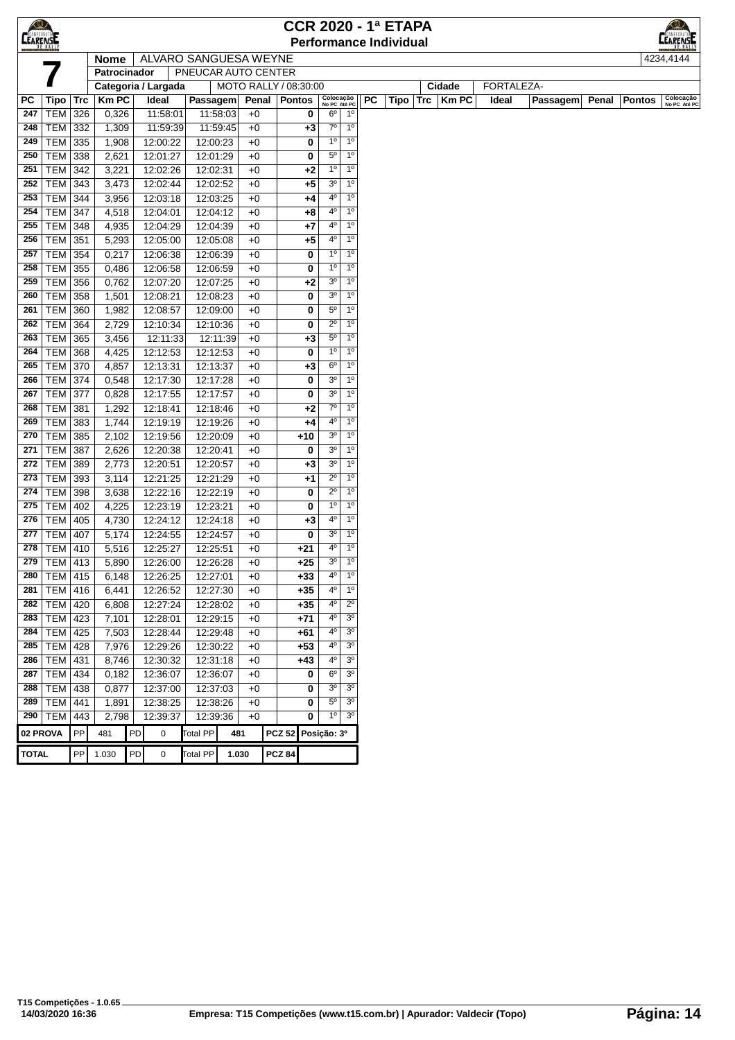# CCR 2020 - 1ª ETAPA
## Performance Individual

| | | |
|---|---|---|
| **7** | **Nome** | ALVARO SANGUESA WEYNE — 4234,4144 |
| | **Patrocinador** | PNEUCAR AUTO CENTER |
| | **Categoria / Largada** | MOTO RALLY / 08:30:00 — **Cidade** FORTALEZA- |

| PC | Tipo | Trc | Km PC | Ideal | Passagem | Penal | Pontos | Colocação No PC | Colocação Até PC |
|---|---|---|---|---|---|---|---|---|---|
| 247 | TEM | 326 | 0,326 | 11:58:01 | 11:58:03 | +0 | 0 | 6º | 1º |
| 248 | TEM | 332 | 1,309 | 11:59:39 | 11:59:45 | +0 | +3 | 7º | 1º |
| 249 | TEM | 335 | 1,908 | 12:00:22 | 12:00:23 | +0 | 0 | 1º | 1º |
| 250 | TEM | 338 | 2,621 | 12:01:27 | 12:01:29 | +0 | 0 | 5º | 1º |
| 251 | TEM | 342 | 3,221 | 12:02:26 | 12:02:31 | +0 | +2 | 1º | 1º |
| 252 | TEM | 343 | 3,473 | 12:02:44 | 12:02:52 | +0 | +5 | 3º | 1º |
| 253 | TEM | 344 | 3,956 | 12:03:18 | 12:03:25 | +0 | +4 | 4º | 1º |
| 254 | TEM | 347 | 4,518 | 12:04:01 | 12:04:12 | +0 | +8 | 4º | 1º |
| 255 | TEM | 348 | 4,935 | 12:04:29 | 12:04:39 | +0 | +7 | 4º | 1º |
| 256 | TEM | 351 | 5,293 | 12:05:00 | 12:05:08 | +0 | +5 | 4º | 1º |
| 257 | TEM | 354 | 0,217 | 12:06:38 | 12:06:39 | +0 | 0 | 1º | 1º |
| 258 | TEM | 355 | 0,486 | 12:06:58 | 12:06:59 | +0 | 0 | 1º | 1º |
| 259 | TEM | 356 | 0,762 | 12:07:20 | 12:07:25 | +0 | +2 | 3º | 1º |
| 260 | TEM | 358 | 1,501 | 12:08:21 | 12:08:23 | +0 | 0 | 3º | 1º |
| 261 | TEM | 360 | 1,982 | 12:08:57 | 12:09:00 | +0 | 0 | 5º | 1º |
| 262 | TEM | 364 | 2,729 | 12:10:34 | 12:10:36 | +0 | 0 | 2º | 1º |
| 263 | TEM | 365 | 3,456 | 12:11:33 | 12:11:39 | +0 | +3 | 5º | 1º |
| 264 | TEM | 368 | 4,425 | 12:12:53 | 12:12:53 | +0 | 0 | 1º | 1º |
| 265 | TEM | 370 | 4,857 | 12:13:31 | 12:13:37 | +0 | +3 | 6º | 1º |
| 266 | TEM | 374 | 0,548 | 12:17:30 | 12:17:28 | +0 | 0 | 3º | 1º |
| 267 | TEM | 377 | 0,828 | 12:17:55 | 12:17:57 | +0 | 0 | 3º | 1º |
| 268 | TEM | 381 | 1,292 | 12:18:41 | 12:18:46 | +0 | +2 | 7º | 1º |
| 269 | TEM | 383 | 1,744 | 12:19:19 | 12:19:26 | +0 | +4 | 4º | 1º |
| 270 | TEM | 385 | 2,102 | 12:19:56 | 12:20:09 | +0 | +10 | 3º | 1º |
| 271 | TEM | 387 | 2,626 | 12:20:38 | 12:20:41 | +0 | 0 | 3º | 1º |
| 272 | TEM | 389 | 2,773 | 12:20:51 | 12:20:57 | +0 | +3 | 3º | 1º |
| 273 | TEM | 393 | 3,114 | 12:21:25 | 12:21:29 | +0 | +1 | 2º | 1º |
| 274 | TEM | 398 | 3,638 | 12:22:16 | 12:22:19 | +0 | 0 | 2º | 1º |
| 275 | TEM | 402 | 4,225 | 12:23:19 | 12:23:21 | +0 | 0 | 1º | 1º |
| 276 | TEM | 405 | 4,730 | 12:24:12 | 12:24:18 | +0 | +3 | 4º | 1º |
| 277 | TEM | 407 | 5,174 | 12:24:55 | 12:24:57 | +0 | 0 | 3º | 1º |
| 278 | TEM | 410 | 5,516 | 12:25:27 | 12:25:51 | +0 | +21 | 4º | 1º |
| 279 | TEM | 413 | 5,890 | 12:26:00 | 12:26:28 | +0 | +25 | 3º | 1º |
| 280 | TEM | 415 | 6,148 | 12:26:25 | 12:27:01 | +0 | +33 | 4º | 1º |
| 281 | TEM | 416 | 6,441 | 12:26:52 | 12:27:30 | +0 | +35 | 4º | 1º |
| 282 | TEM | 420 | 6,808 | 12:27:24 | 12:28:02 | +0 | +35 | 4º | 2º |
| 283 | TEM | 423 | 7,101 | 12:28:01 | 12:29:15 | +0 | +71 | 4º | 3º |
| 284 | TEM | 425 | 7,503 | 12:28:44 | 12:29:48 | +0 | +61 | 4º | 3º |
| 285 | TEM | 428 | 7,976 | 12:29:26 | 12:30:22 | +0 | +53 | 4º | 3º |
| 286 | TEM | 431 | 8,746 | 12:30:32 | 12:31:18 | +0 | +43 | 4º | 3º |
| 287 | TEM | 434 | 0,182 | 12:36:07 | 12:36:07 | +0 | 0 | 6º | 3º |
| 288 | TEM | 438 | 0,877 | 12:37:00 | 12:37:03 | +0 | 0 | 3º | 3º |
| 289 | TEM | 441 | 1,891 | 12:38:25 | 12:38:26 | +0 | 0 | 5º | 3º |
| 290 | TEM | 443 | 2,798 | 12:39:37 | 12:39:36 | +0 | 0 | 1º | 3º |

| | | | | | | | | |
|---|---|---|---|---|---|---|---|---|
| 02 PROVA | PP | 481 | PD | 0 | Total PP | 481 | PCZ 52 | Posição: 3º |
| TOTAL | PP | 1.030 | PD | 0 | Total PP | 1.030 | PCZ 84 | |

T15 Competições - 1.0.65
14/03/2020 16:36 — Empresa: T15 Competições (www.t15.com.br) | Apurador: Valdecir (Topo)